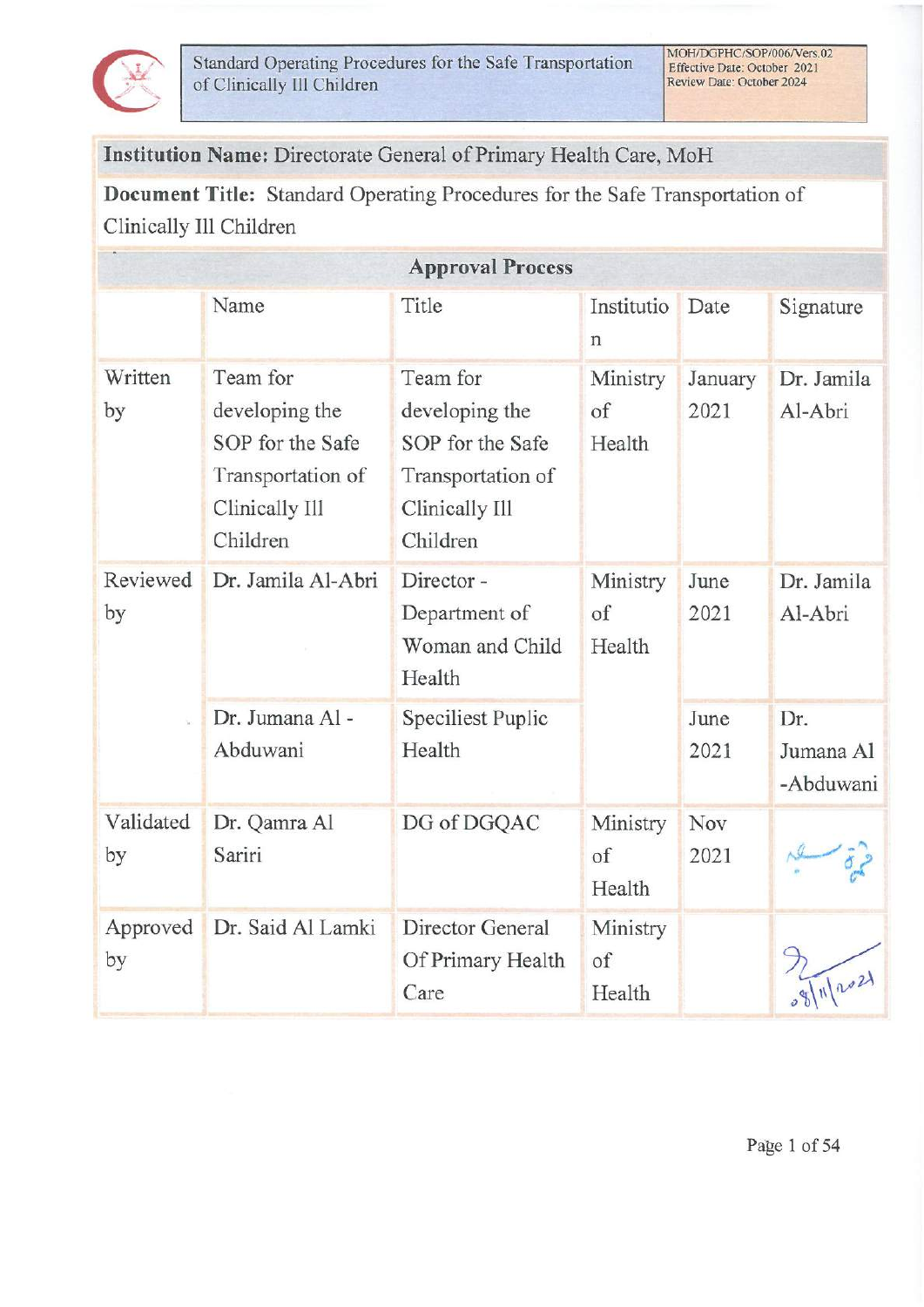**Institution Name:** Directorate General of Primary Health Care, MoH

**Document Title:** Standard Operating Procedures for the Safe Transportation of Clinically Ill Children

| Approval Process | | | | | |
|---|---|---|---|---|---|
| | Name | Title | Institution | Date | Signature |
| Written by | Team for developing the SOP for the Safe Transportation of Clinically Ill Children | Team for developing the SOP for the Safe Transportation of Clinically Ill Children | Ministry of Health | January 2021 | Dr. Jamila Al-Abri |
| Reviewed by | Dr. Jamila Al-Abri | Director - Department of Woman and Child Health | Ministry of Health | June 2021 | Dr. Jamila Al-Abri |
| | Dr. Jumana Al - Abduwani | Speciliest Puplic Health | | June 2021 | Dr. Jumana Al -Abduwani |
| Validated by | Dr. Qamra Al Sariri | DG of DGQAC | Ministry of Health | Nov 2021 | |
| Approved by | Dr. Said Al Lamki | Director General Of Primary Health Care | Ministry of Health | | 08/11/2021 |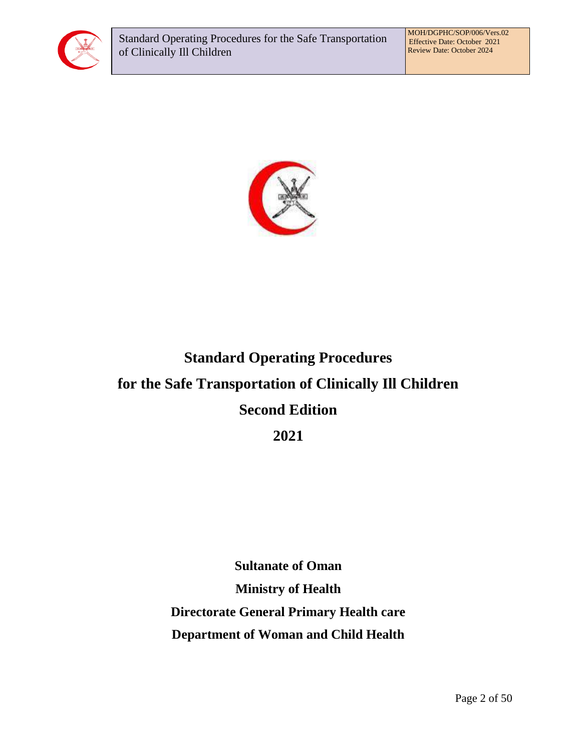# Standard Operating Procedures

# for the Safe Transportation of Clinically Ill Children

# Second Edition

# 2021

**Sultanate of Oman**

**Ministry of Health**

**Directorate General Primary Health care**

**Department of Woman and Child Health**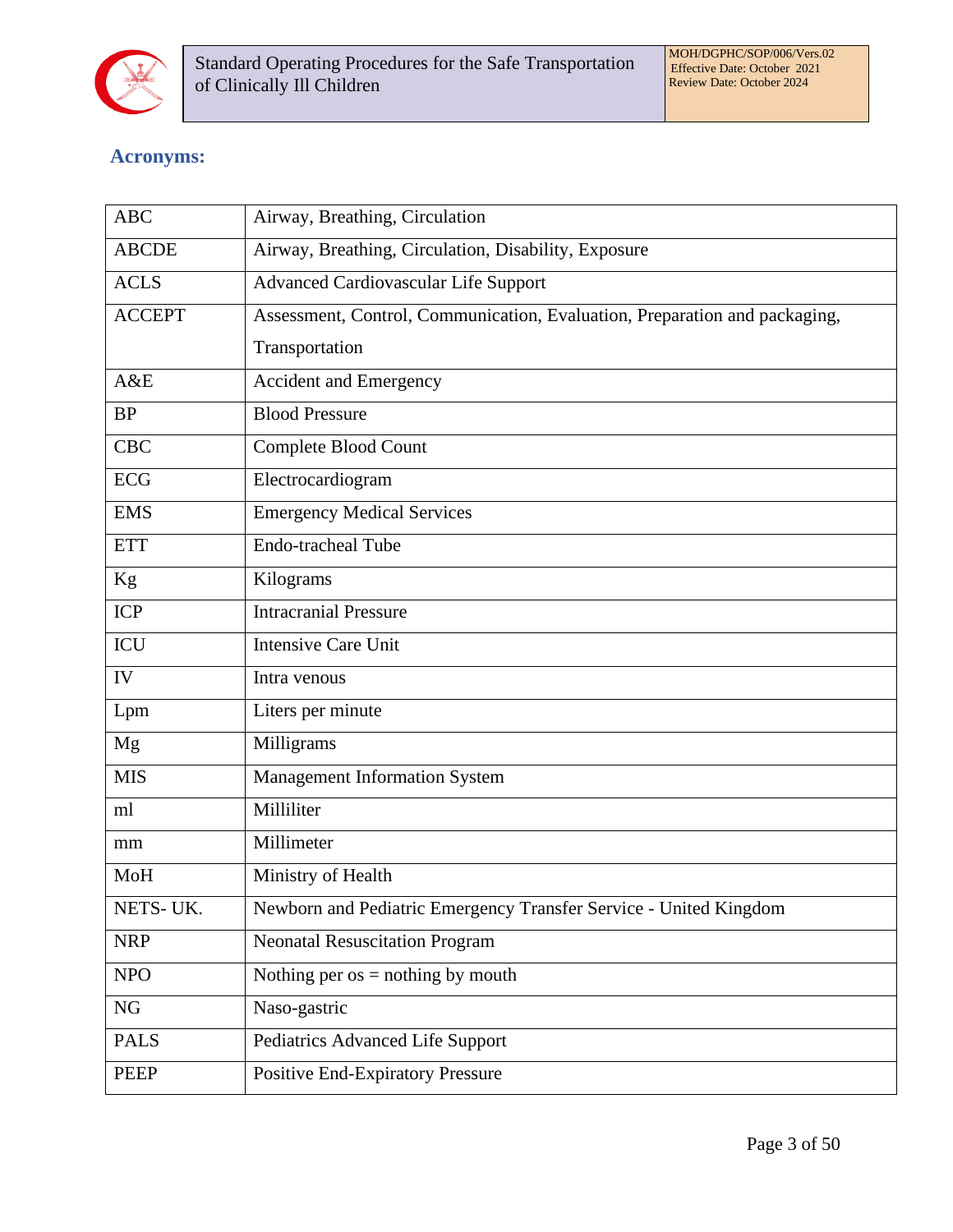## Acronyms:

| | |
|---|---|
| ABC | Airway, Breathing, Circulation |
| ABCDE | Airway, Breathing, Circulation, Disability, Exposure |
| ACLS | Advanced Cardiovascular Life Support |
| ACCEPT | Assessment, Control, Communication, Evaluation, Preparation and packaging, Transportation |
| A&E | Accident and Emergency |
| BP | Blood Pressure |
| CBC | Complete Blood Count |
| ECG | Electrocardiogram |
| EMS | Emergency Medical Services |
| ETT | Endo-tracheal Tube |
| Kg | Kilograms |
| ICP | Intracranial Pressure |
| ICU | Intensive Care Unit |
| IV | Intra venous |
| Lpm | Liters per minute |
| Mg | Milligrams |
| MIS | Management Information System |
| ml | Milliliter |
| mm | Millimeter |
| MoH | Ministry of Health |
| NETS- UK. | Newborn and Pediatric Emergency Transfer Service - United Kingdom |
| NRP | Neonatal Resuscitation Program |
| NPO | Nothing per os = nothing by mouth |
| NG | Naso-gastric |
| PALS | Pediatrics Advanced Life Support |
| PEEP | Positive End-Expiratory Pressure |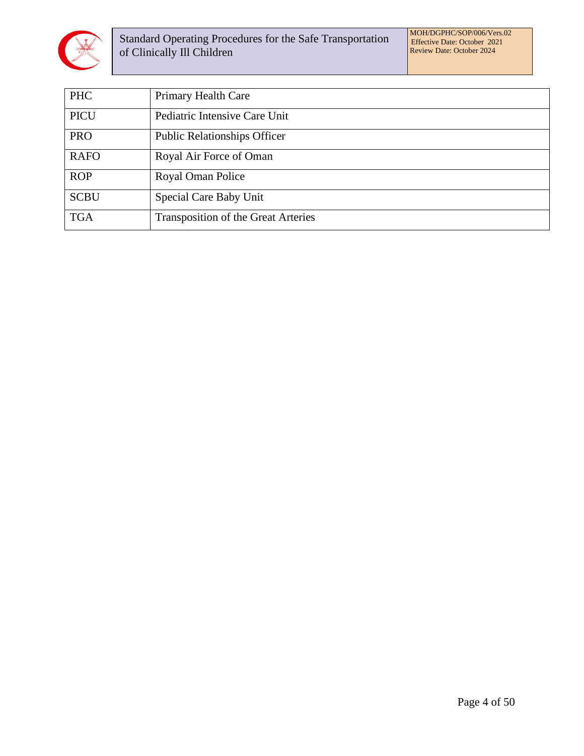| PHC | Primary Health Care |
| --- | --- |
| PICU | Pediatric Intensive Care Unit |
| PRO | Public Relationships Officer |
| RAFO | Royal Air Force of Oman |
| ROP | Royal Oman Police |
| SCBU | Special Care Baby Unit |
| TGA | Transposition of the Great Arteries |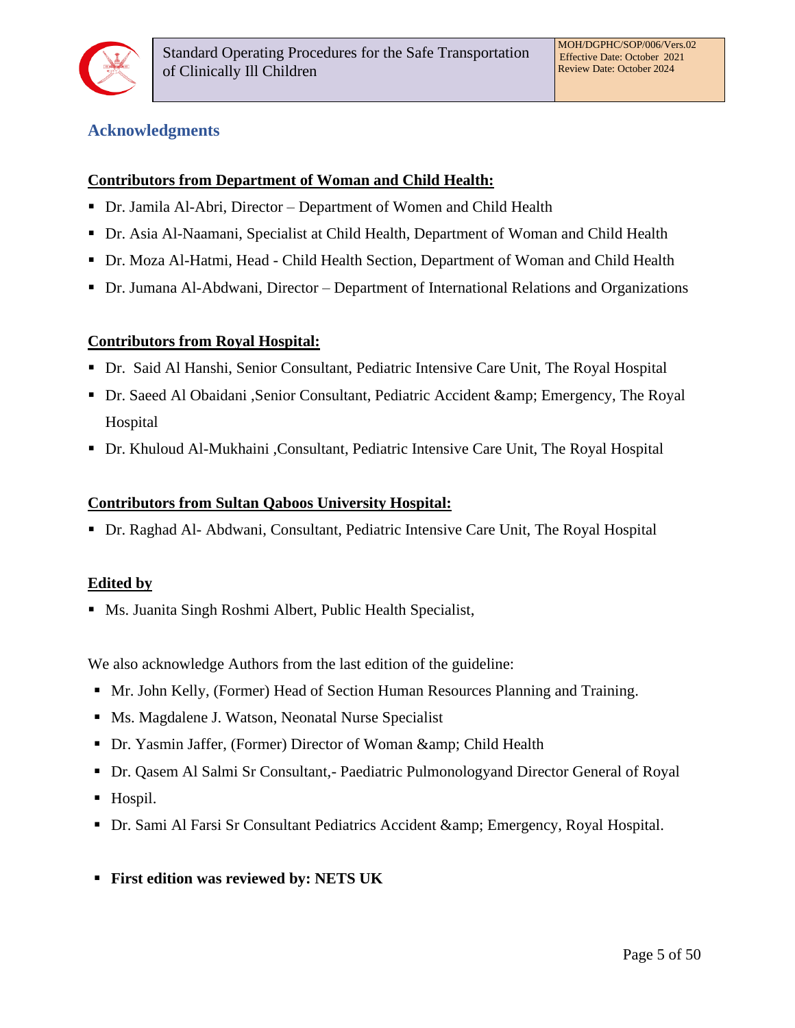## Acknowledgments

**Contributors from Department of Woman and Child Health:**

- Dr. Jamila Al-Abri, Director – Department of Women and Child Health
- Dr. Asia Al-Naamani, Specialist at Child Health, Department of Woman and Child Health
- Dr. Moza Al-Hatmi, Head - Child Health Section, Department of Woman and Child Health
- Dr. Jumana Al-Abdwani, Director – Department of International Relations and Organizations

**Contributors from Royal Hospital:**

- Dr. Said Al Hanshi, Senior Consultant, Pediatric Intensive Care Unit, The Royal Hospital
- Dr. Saeed Al Obaidani ,Senior Consultant, Pediatric Accident &amp; Emergency, The Royal Hospital
- Dr. Khuloud Al-Mukhaini ,Consultant, Pediatric Intensive Care Unit, The Royal Hospital

**Contributors from Sultan Qaboos University Hospital:**

- Dr. Raghad Al- Abdwani, Consultant, Pediatric Intensive Care Unit, The Royal Hospital

**Edited by**

- Ms. Juanita Singh Roshmi Albert, Public Health Specialist,

We also acknowledge Authors from the last edition of the guideline:

- Mr. John Kelly, (Former) Head of Section Human Resources Planning and Training.
- Ms. Magdalene J. Watson, Neonatal Nurse Specialist
- Dr. Yasmin Jaffer, (Former) Director of Woman &amp; Child Health
- Dr. Qasem Al Salmi Sr Consultant,- Paediatric Pulmonologyand Director General of Royal
- Hospil.
- Dr. Sami Al Farsi Sr Consultant Pediatrics Accident &amp; Emergency, Royal Hospital.

- **First edition was reviewed by: NETS UK**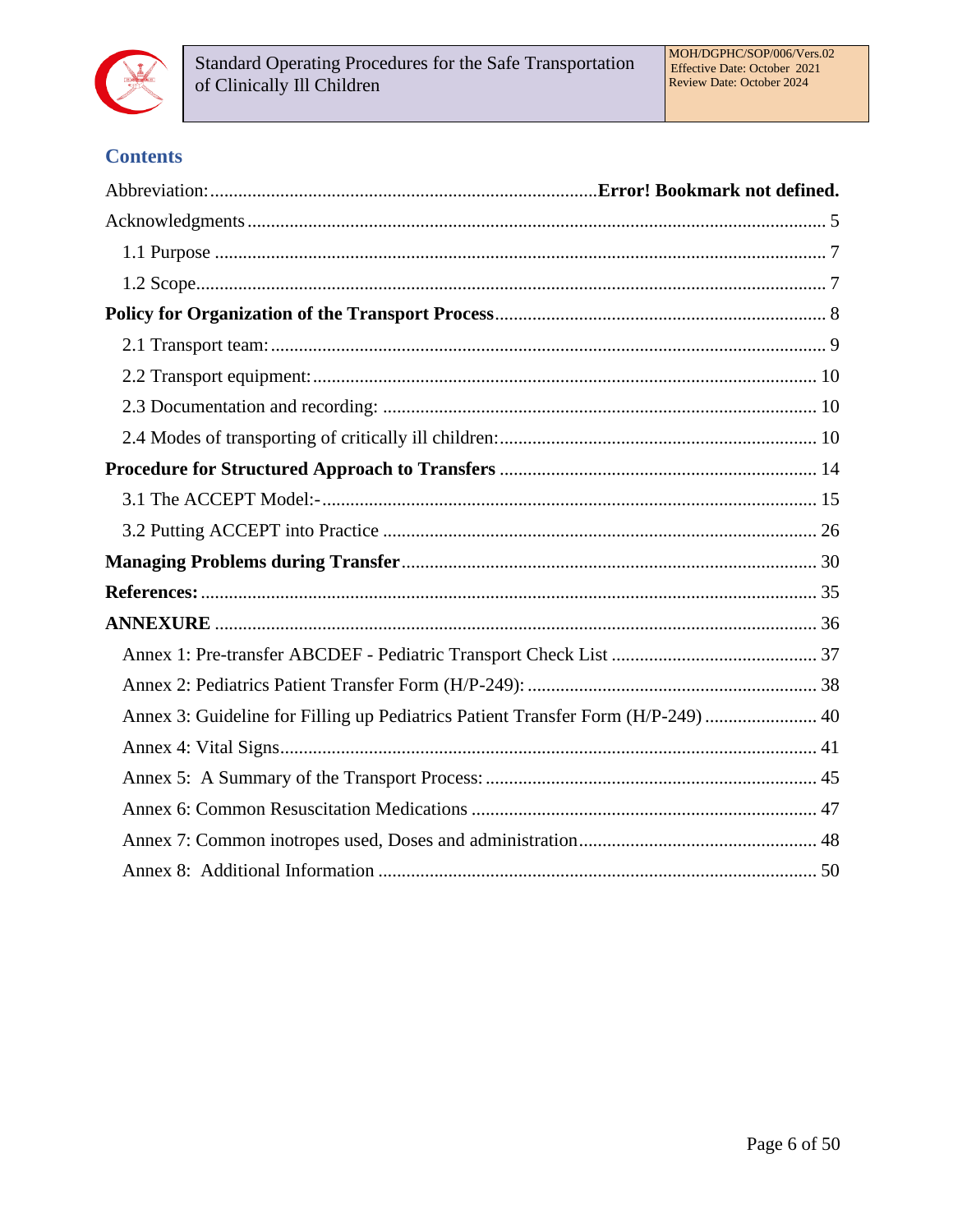## Contents

Abbreviation:........................................................................................**Error! Bookmark not defined.**

Acknowledgments ........................................................................................................... 5

1.1 Purpose ................................................................................................................. 7

1.2 Scope...................................................................................................................... 7

**Policy for Organization of the Transport Process**...................................................................... 8

2.1 Transport team:...................................................................................................... 9

2.2 Transport equipment:............................................................................................. 10

2.3 Documentation and recording: ............................................................................... 10

2.4 Modes of transporting of critically ill children:......................................................... 10

**Procedure for Structured Approach to Transfers** ................................................................... 14

3.1 The ACCEPT Model:-............................................................................................. 15

3.2 Putting ACCEPT into Practice ................................................................................ 26

**Managing Problems during Transfer**........................................................................................ 30

**References:**.................................................................................................................. 35

**ANNEXURE** ................................................................................................................. 36

Annex 1: Pre-transfer ABCDEF - Pediatric Transport Check List ........................................... 37

Annex 2: Pediatrics Patient Transfer Form (H/P-249): ............................................................ 38

Annex 3: Guideline for Filling up Pediatrics Patient Transfer Form (H/P-249) ........................ 40

Annex 4: Vital Signs.............................................................................................................. 41

Annex 5: A Summary of the Transport Process: ...................................................................... 45

Annex 6: Common Resuscitation Medications ......................................................................... 47

Annex 7: Common inotropes used, Doses and administration................................................... 48

Annex 8: Additional Information ............................................................................................. 50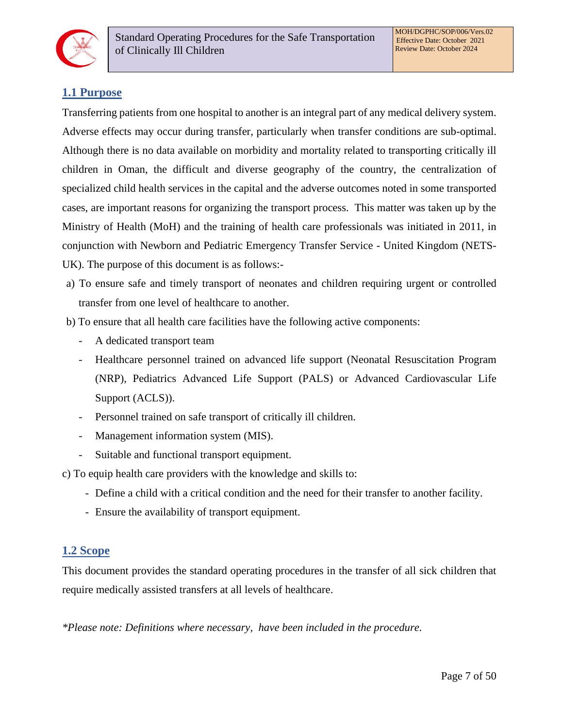## 1.1 Purpose

Transferring patients from one hospital to another is an integral part of any medical delivery system. Adverse effects may occur during transfer, particularly when transfer conditions are sub-optimal. Although there is no data available on morbidity and mortality related to transporting critically ill children in Oman, the difficult and diverse geography of the country, the centralization of specialized child health services in the capital and the adverse outcomes noted in some transported cases, are important reasons for organizing the transport process. This matter was taken up by the Ministry of Health (MoH) and the training of health care professionals was initiated in 2011, in conjunction with Newborn and Pediatric Emergency Transfer Service - United Kingdom (NETS-UK). The purpose of this document is as follows:-

a) To ensure safe and timely transport of neonates and children requiring urgent or controlled transfer from one level of healthcare to another.

b) To ensure that all health care facilities have the following active components:
  - A dedicated transport team
  - Healthcare personnel trained on advanced life support (Neonatal Resuscitation Program (NRP), Pediatrics Advanced Life Support (PALS) or Advanced Cardiovascular Life Support (ACLS)).
  - Personnel trained on safe transport of critically ill children.
  - Management information system (MIS).
  - Suitable and functional transport equipment.

c) To equip health care providers with the knowledge and skills to:
  - Define a child with a critical condition and the need for their transfer to another facility.
  - Ensure the availability of transport equipment.

## 1.2 Scope

This document provides the standard operating procedures in the transfer of all sick children that require medically assisted transfers at all levels of healthcare.

*\*Please note: Definitions where necessary, have been included in the procedure.*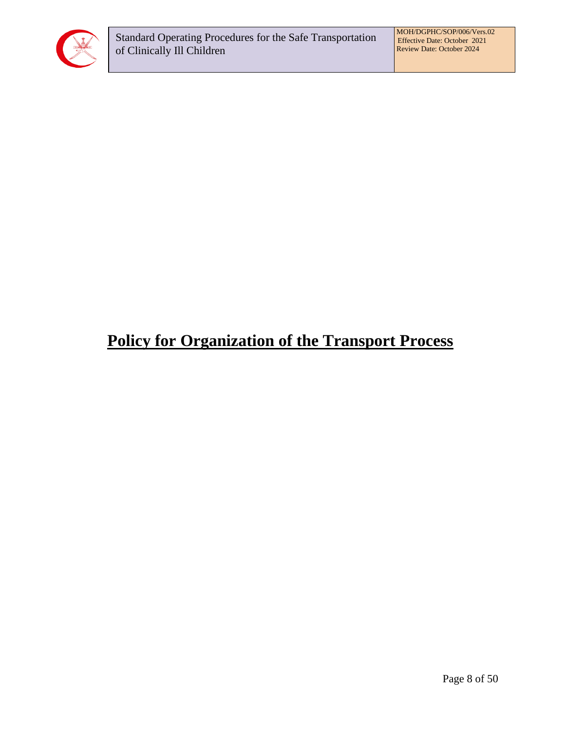# Policy for Organization of the Transport Process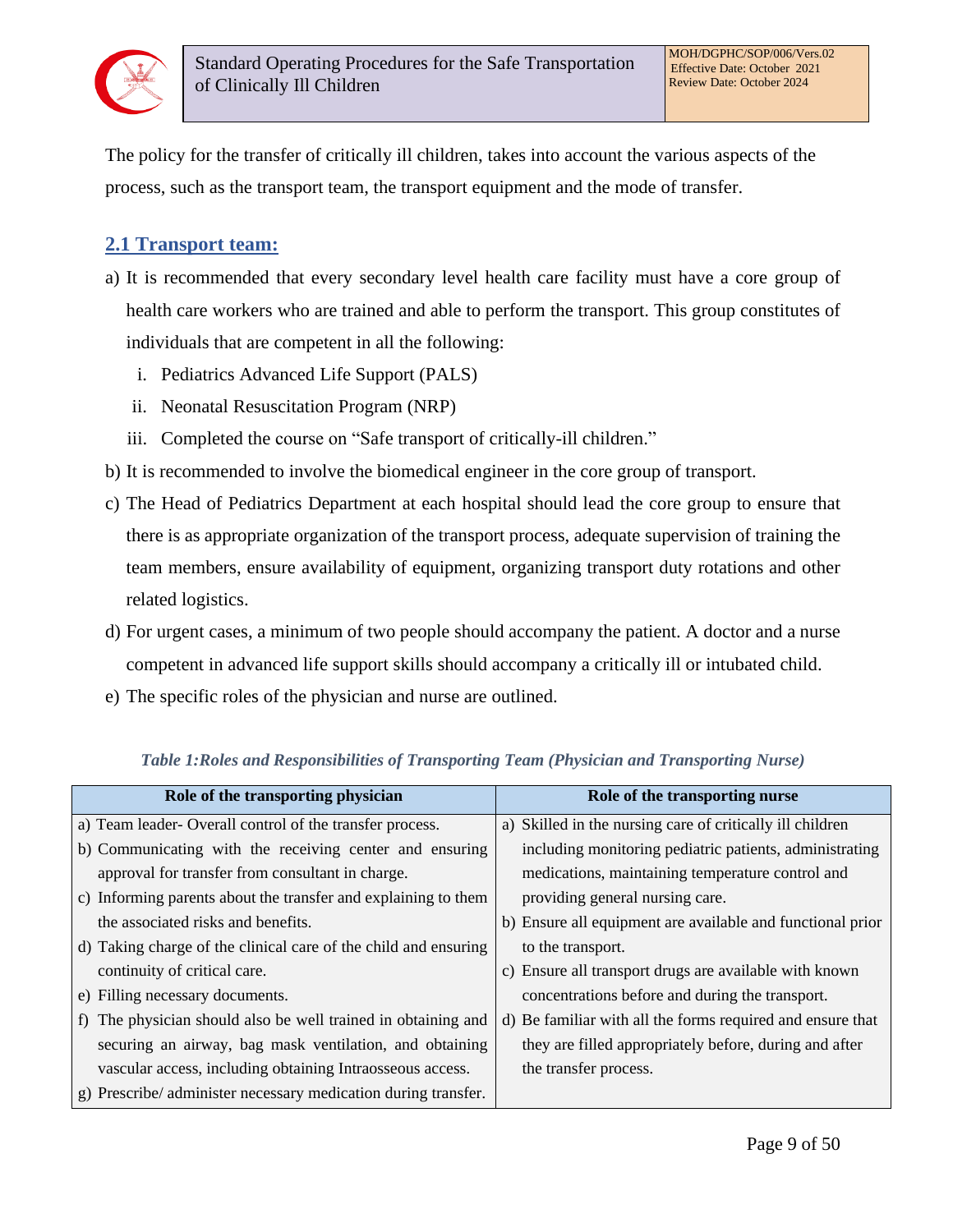The policy for the transfer of critically ill children, takes into account the various aspects of the process, such as the transport team, the transport equipment and the mode of transfer.

## 2.1 Transport team:

a) It is recommended that every secondary level health care facility must have a core group of health care workers who are trained and able to perform the transport. This group constitutes of individuals that are competent in all the following:
   i. Pediatrics Advanced Life Support (PALS)
   ii. Neonatal Resuscitation Program (NRP)
   iii. Completed the course on "Safe transport of critically-ill children."

b) It is recommended to involve the biomedical engineer in the core group of transport.

c) The Head of Pediatrics Department at each hospital should lead the core group to ensure that there is as appropriate organization of the transport process, adequate supervision of training the team members, ensure availability of equipment, organizing transport duty rotations and other related logistics.

d) For urgent cases, a minimum of two people should accompany the patient. A doctor and a nurse competent in advanced life support skills should accompany a critically ill or intubated child.

e) The specific roles of the physician and nurse are outlined.

*Table 1:Roles and Responsibilities of Transporting Team (Physician and Transporting Nurse)*

| Role of the transporting physician | Role of the transporting nurse |
|---|---|
| a) Team leader- Overall control of the transfer process.<br>b) Communicating with the receiving center and ensuring approval for transfer from consultant in charge.<br>c) Informing parents about the transfer and explaining to them the associated risks and benefits.<br>d) Taking charge of the clinical care of the child and ensuring continuity of critical care.<br>e) Filling necessary documents.<br>f) The physician should also be well trained in obtaining and securing an airway, bag mask ventilation, and obtaining vascular access, including obtaining Intraosseous access.<br>g) Prescribe/ administer necessary medication during transfer. | a) Skilled in the nursing care of critically ill children including monitoring pediatric patients, administrating medications, maintaining temperature control and providing general nursing care.<br>b) Ensure all equipment are available and functional prior to the transport.<br>c) Ensure all transport drugs are available with known concentrations before and during the transport.<br>d) Be familiar with all the forms required and ensure that they are filled appropriately before, during and after the transfer process. |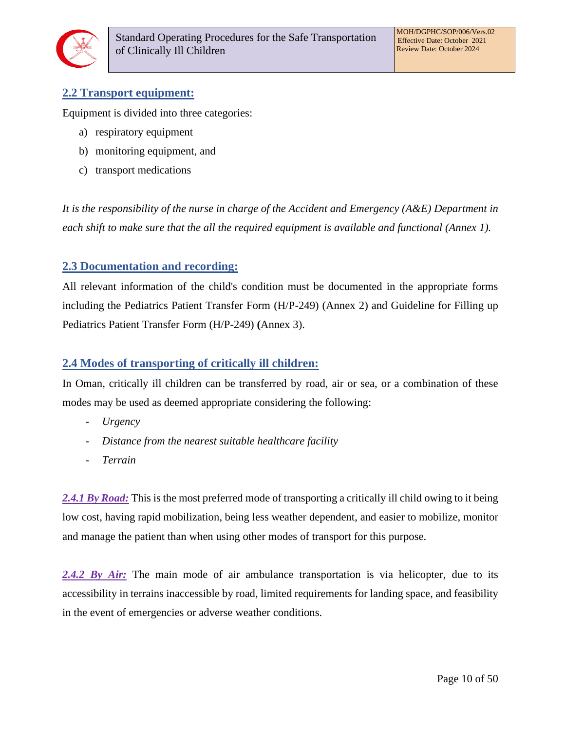## 2.2 Transport equipment:

Equipment is divided into three categories:

a) respiratory equipment
b) monitoring equipment, and
c) transport medications

*It is the responsibility of the nurse in charge of the Accident and Emergency (A&E) Department in each shift to make sure that the all the required equipment is available and functional (Annex 1).*

## 2.3 Documentation and recording:

All relevant information of the child's condition must be documented in the appropriate forms including the Pediatrics Patient Transfer Form (H/P-249) (Annex 2) and Guideline for Filling up Pediatrics Patient Transfer Form (H/P-249) **(**Annex 3).

## 2.4 Modes of transporting of critically ill children:

In Oman, critically ill children can be transferred by road, air or sea, or a combination of these modes may be used as deemed appropriate considering the following:

- *Urgency*
- *Distance from the nearest suitable healthcare facility*
- *Terrain*

***2.4.1 By Road:*** This is the most preferred mode of transporting a critically ill child owing to it being low cost, having rapid mobilization, being less weather dependent, and easier to mobilize, monitor and manage the patient than when using other modes of transport for this purpose.

***2.4.2 By Air:*** The main mode of air ambulance transportation is via helicopter, due to its accessibility in terrains inaccessible by road, limited requirements for landing space, and feasibility in the event of emergencies or adverse weather conditions.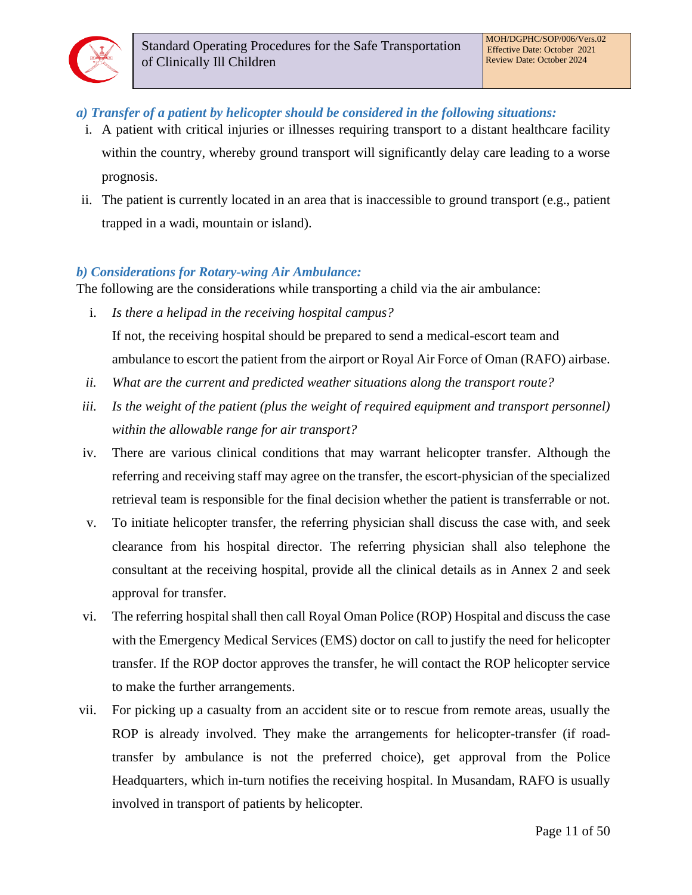***a) Transfer of a patient by helicopter should be considered in the following situations:***

i. A patient with critical injuries or illnesses requiring transport to a distant healthcare facility within the country, whereby ground transport will significantly delay care leading to a worse prognosis.

ii. The patient is currently located in an area that is inaccessible to ground transport (e.g., patient trapped in a wadi, mountain or island).

***b) Considerations for Rotary-wing Air Ambulance:***

The following are the considerations while transporting a child via the air ambulance:

i. *Is there a helipad in the receiving hospital campus?*
   If not, the receiving hospital should be prepared to send a medical-escort team and ambulance to escort the patient from the airport or Royal Air Force of Oman (RAFO) airbase.

ii. *What are the current and predicted weather situations along the transport route?*

iii. *Is the weight of the patient (plus the weight of required equipment and transport personnel) within the allowable range for air transport?*

iv. There are various clinical conditions that may warrant helicopter transfer. Although the referring and receiving staff may agree on the transfer, the escort-physician of the specialized retrieval team is responsible for the final decision whether the patient is transferrable or not.

v. To initiate helicopter transfer, the referring physician shall discuss the case with, and seek clearance from his hospital director. The referring physician shall also telephone the consultant at the receiving hospital, provide all the clinical details as in Annex 2 and seek approval for transfer.

vi. The referring hospital shall then call Royal Oman Police (ROP) Hospital and discuss the case with the Emergency Medical Services (EMS) doctor on call to justify the need for helicopter transfer. If the ROP doctor approves the transfer, he will contact the ROP helicopter service to make the further arrangements.

vii. For picking up a casualty from an accident site or to rescue from remote areas, usually the ROP is already involved. They make the arrangements for helicopter-transfer (if road-transfer by ambulance is not the preferred choice), get approval from the Police Headquarters, which in-turn notifies the receiving hospital. In Musandam, RAFO is usually involved in transport of patients by helicopter.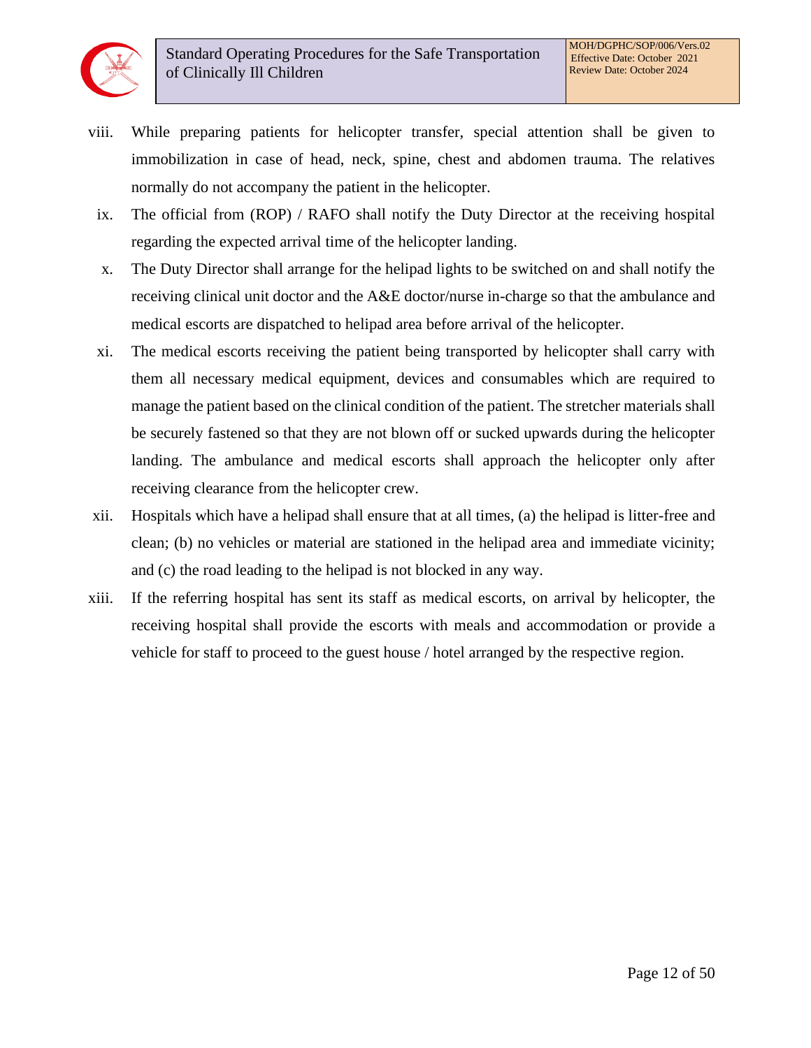viii. While preparing patients for helicopter transfer, special attention shall be given to immobilization in case of head, neck, spine, chest and abdomen trauma. The relatives normally do not accompany the patient in the helicopter.

ix. The official from (ROP) / RAFO shall notify the Duty Director at the receiving hospital regarding the expected arrival time of the helicopter landing.

x. The Duty Director shall arrange for the helipad lights to be switched on and shall notify the receiving clinical unit doctor and the A&E doctor/nurse in-charge so that the ambulance and medical escorts are dispatched to helipad area before arrival of the helicopter.

xi. The medical escorts receiving the patient being transported by helicopter shall carry with them all necessary medical equipment, devices and consumables which are required to manage the patient based on the clinical condition of the patient. The stretcher materials shall be securely fastened so that they are not blown off or sucked upwards during the helicopter landing. The ambulance and medical escorts shall approach the helicopter only after receiving clearance from the helicopter crew.

xii. Hospitals which have a helipad shall ensure that at all times, (a) the helipad is litter-free and clean; (b) no vehicles or material are stationed in the helipad area and immediate vicinity; and (c) the road leading to the helipad is not blocked in any way.

xiii. If the referring hospital has sent its staff as medical escorts, on arrival by helicopter, the receiving hospital shall provide the escorts with meals and accommodation or provide a vehicle for staff to proceed to the guest house / hotel arranged by the respective region.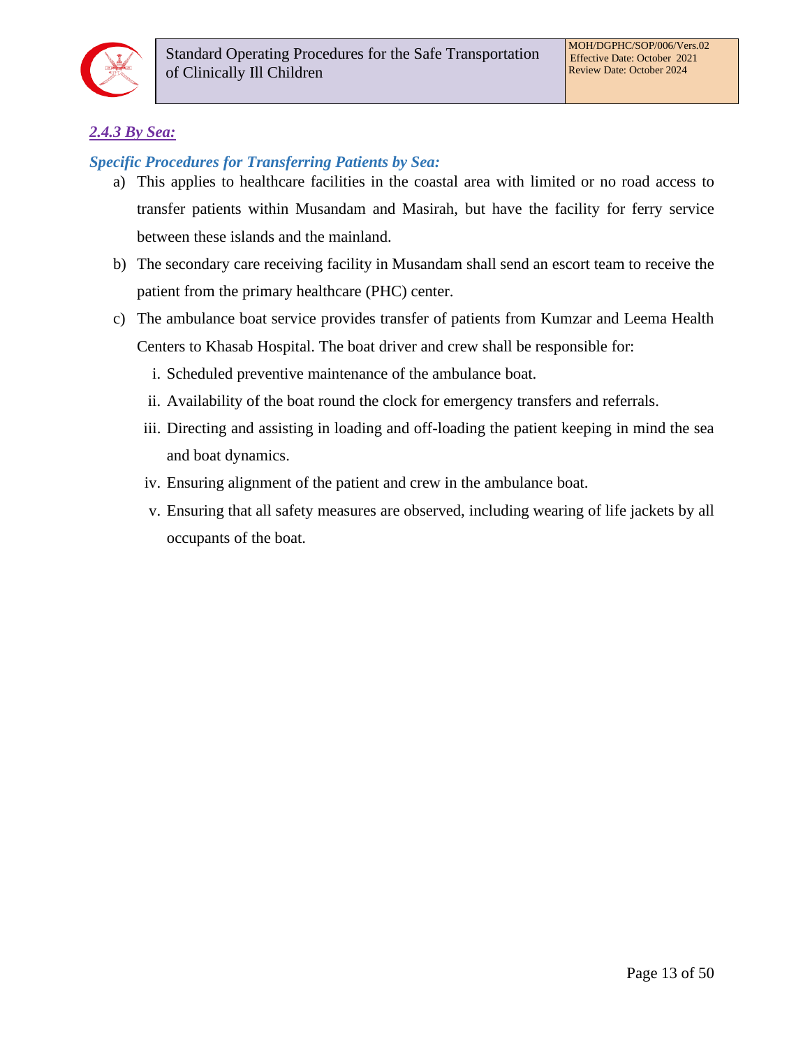### *2.4.3 By Sea:*

#### *Specific Procedures for Transferring Patients by Sea:*

a) This applies to healthcare facilities in the coastal area with limited or no road access to transfer patients within Musandam and Masirah, but have the facility for ferry service between these islands and the mainland.

b) The secondary care receiving facility in Musandam shall send an escort team to receive the patient from the primary healthcare (PHC) center.

c) The ambulance boat service provides transfer of patients from Kumzar and Leema Health Centers to Khasab Hospital. The boat driver and crew shall be responsible for:

   i. Scheduled preventive maintenance of the ambulance boat.

   ii. Availability of the boat round the clock for emergency transfers and referrals.

   iii. Directing and assisting in loading and off-loading the patient keeping in mind the sea and boat dynamics.

   iv. Ensuring alignment of the patient and crew in the ambulance boat.

   v. Ensuring that all safety measures are observed, including wearing of life jackets by all occupants of the boat.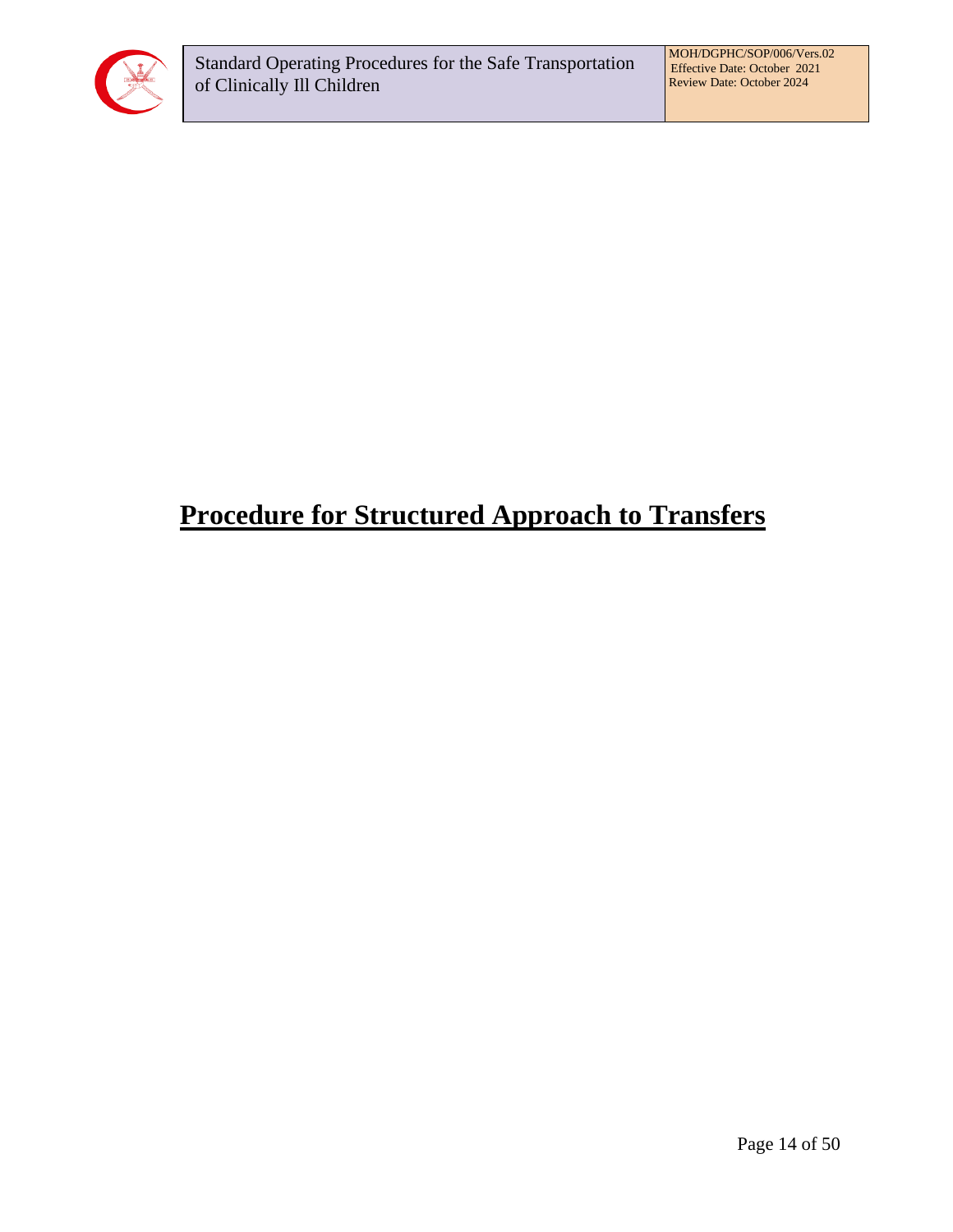# Procedure for Structured Approach to Transfers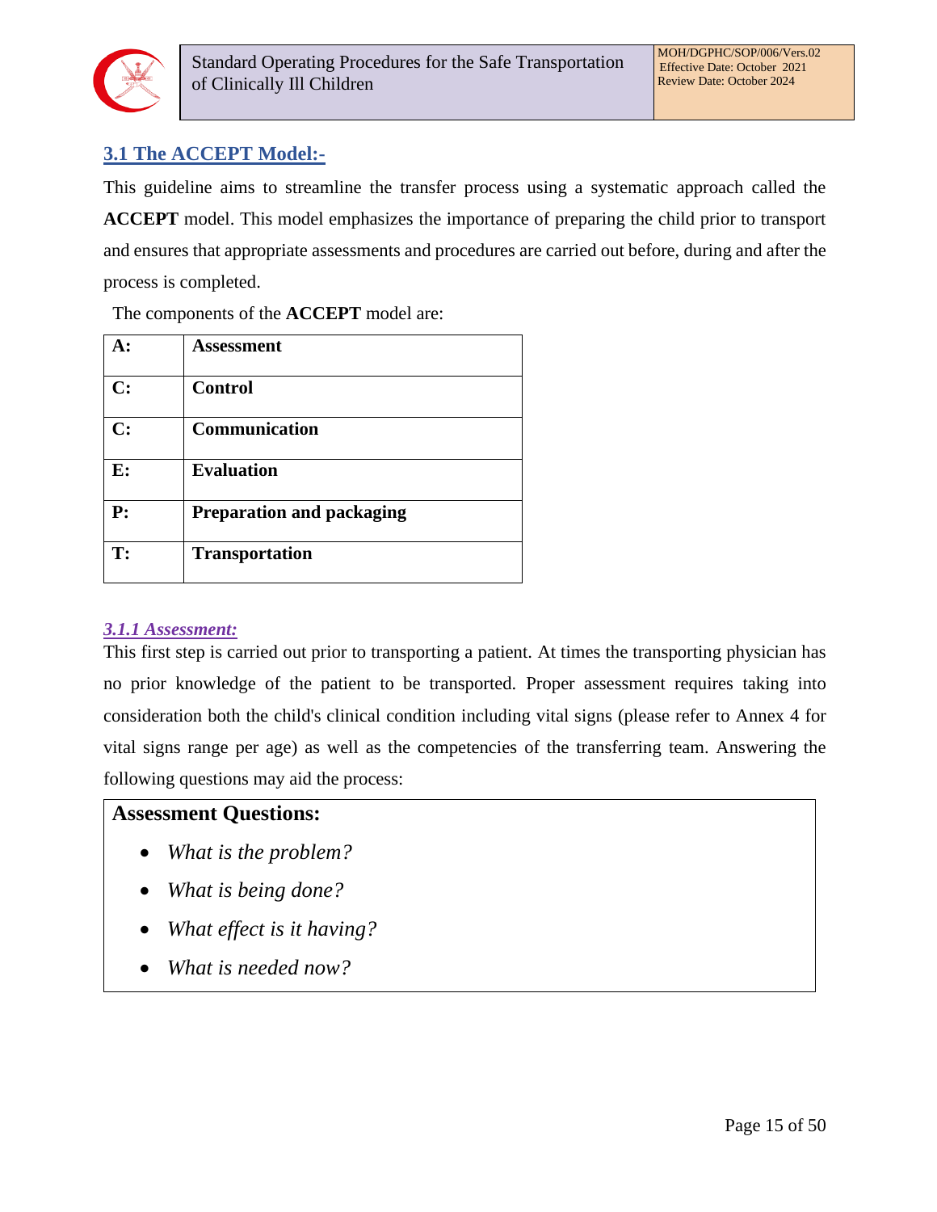## 3.1 The ACCEPT Model:-

This guideline aims to streamline the transfer process using a systematic approach called the **ACCEPT** model. This model emphasizes the importance of preparing the child prior to transport and ensures that appropriate assessments and procedures are carried out before, during and after the process is completed.

The components of the **ACCEPT** model are:

| | |
|---|---|
| **A:** | **Assessment** |
| **C:** | **Control** |
| **C:** | **Communication** |
| **E:** | **Evaluation** |
| **P:** | **Preparation and packaging** |
| **T:** | **Transportation** |

### *3.1.1 Assessment:*

This first step is carried out prior to transporting a patient. At times the transporting physician has no prior knowledge of the patient to be transported. Proper assessment requires taking into consideration both the child's clinical condition including vital signs (please refer to Annex 4 for vital signs range per age) as well as the competencies of the transferring team. Answering the following questions may aid the process:

**Assessment Questions:**

- *What is the problem?*
- *What is being done?*
- *What effect is it having?*
- *What is needed now?*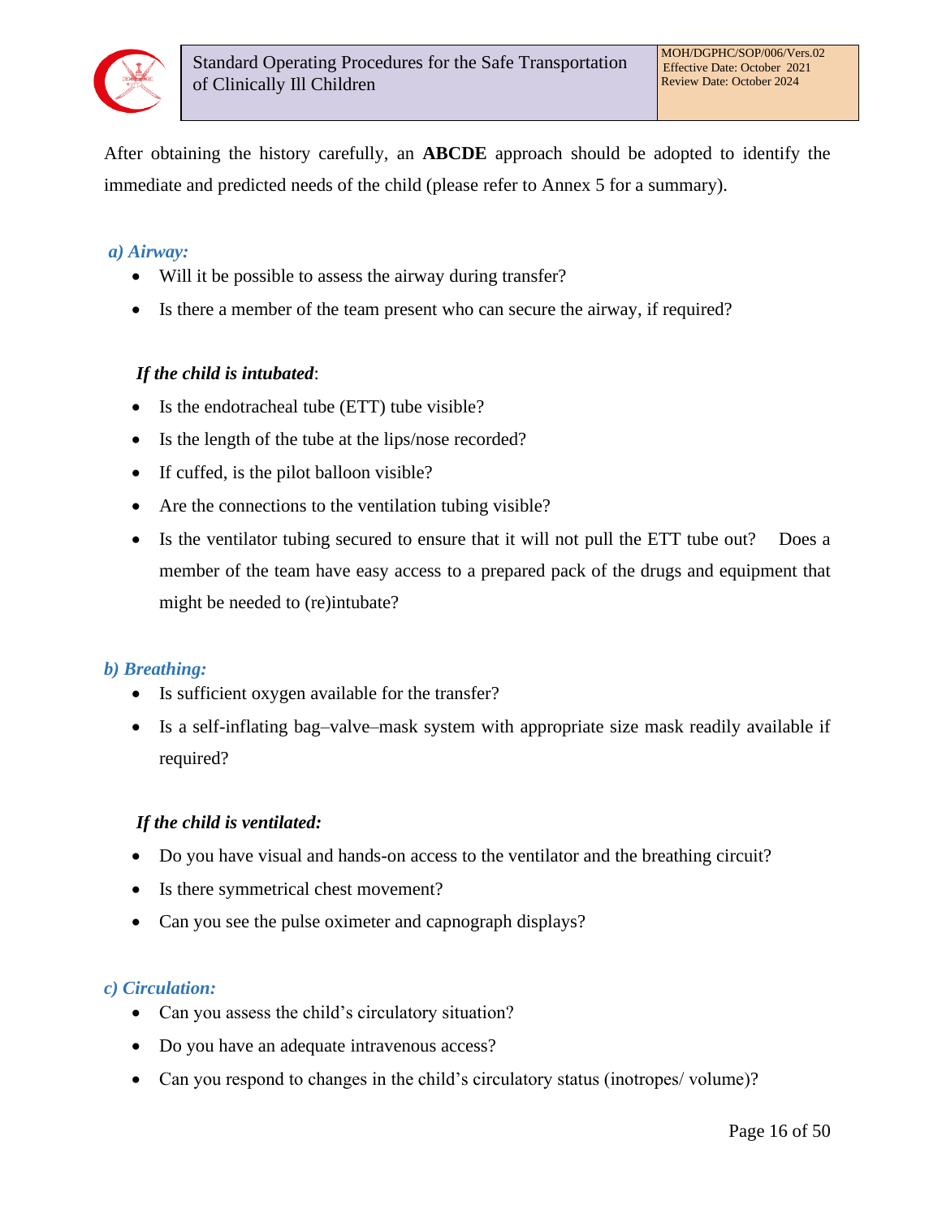After obtaining the history carefully, an **ABCDE** approach should be adopted to identify the immediate and predicted needs of the child (please refer to Annex 5 for a summary).

***a) Airway:***

- Will it be possible to assess the airway during transfer?
- Is there a member of the team present who can secure the airway, if required?

***If the child is intubated***:

- Is the endotracheal tube (ETT) tube visible?
- Is the length of the tube at the lips/nose recorded?
- If cuffed, is the pilot balloon visible?
- Are the connections to the ventilation tubing visible?
- Is the ventilator tubing secured to ensure that it will not pull the ETT tube out? Does a member of the team have easy access to a prepared pack of the drugs and equipment that might be needed to (re)intubate?

***b) Breathing:***

- Is sufficient oxygen available for the transfer?
- Is a self-inflating bag–valve–mask system with appropriate size mask readily available if required?

***If the child is ventilated:***

- Do you have visual and hands-on access to the ventilator and the breathing circuit?
- Is there symmetrical chest movement?
- Can you see the pulse oximeter and capnograph displays?

***c) Circulation:***

- Can you assess the child's circulatory situation?
- Do you have an adequate intravenous access?
- Can you respond to changes in the child's circulatory status (inotropes/ volume)?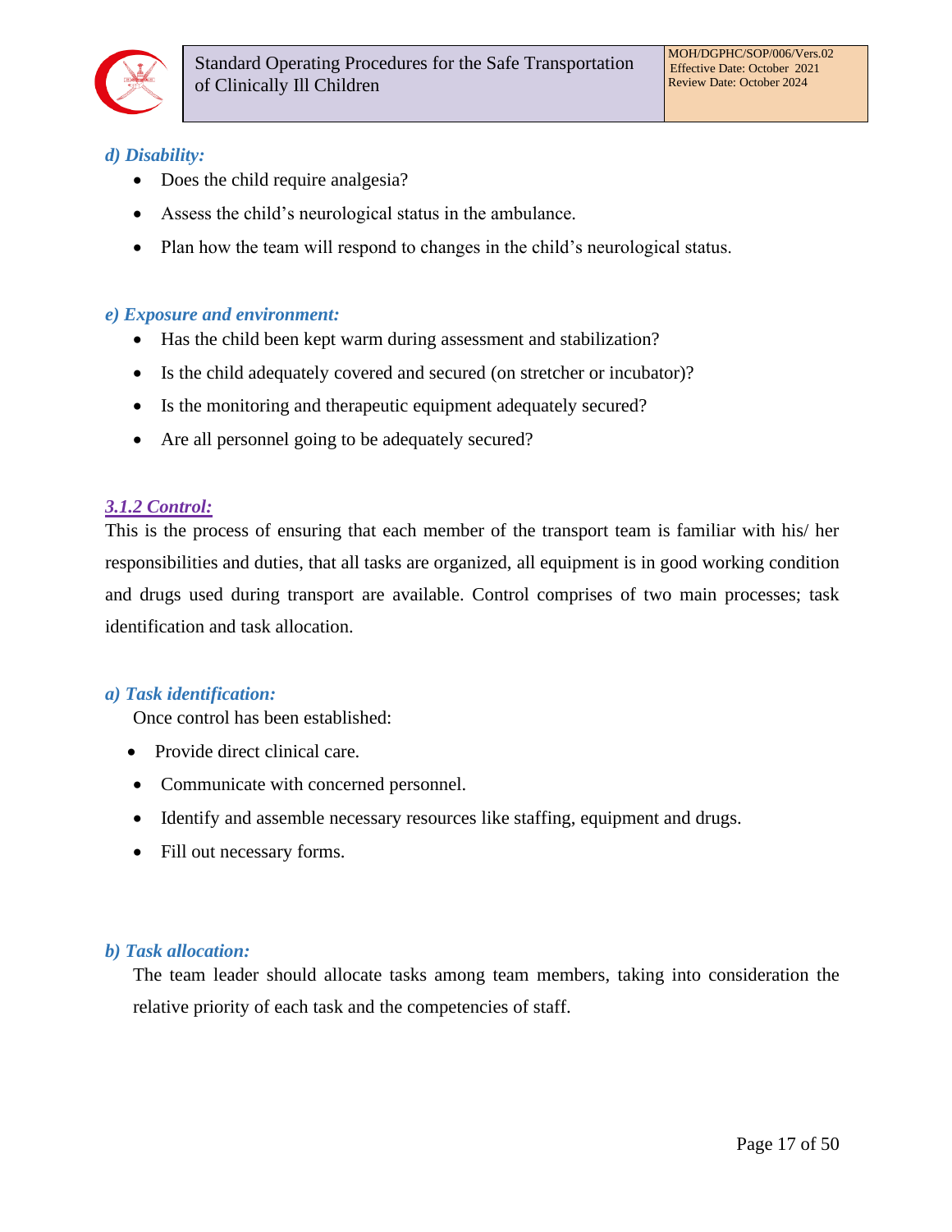***d) Disability:***

- Does the child require analgesia?
- Assess the child's neurological status in the ambulance.
- Plan how the team will respond to changes in the child's neurological status.

***e) Exposure and environment:***

- Has the child been kept warm during assessment and stabilization?
- Is the child adequately covered and secured (on stretcher or incubator)?
- Is the monitoring and therapeutic equipment adequately secured?
- Are all personnel going to be adequately secured?

### 3.1.2 Control:

This is the process of ensuring that each member of the transport team is familiar with his/ her responsibilities and duties, that all tasks are organized, all equipment is in good working condition and drugs used during transport are available. Control comprises of two main processes; task identification and task allocation.

***a) Task identification:***

Once control has been established:

- Provide direct clinical care.
- Communicate with concerned personnel.
- Identify and assemble necessary resources like staffing, equipment and drugs.
- Fill out necessary forms.

***b) Task allocation:***

The team leader should allocate tasks among team members, taking into consideration the relative priority of each task and the competencies of staff.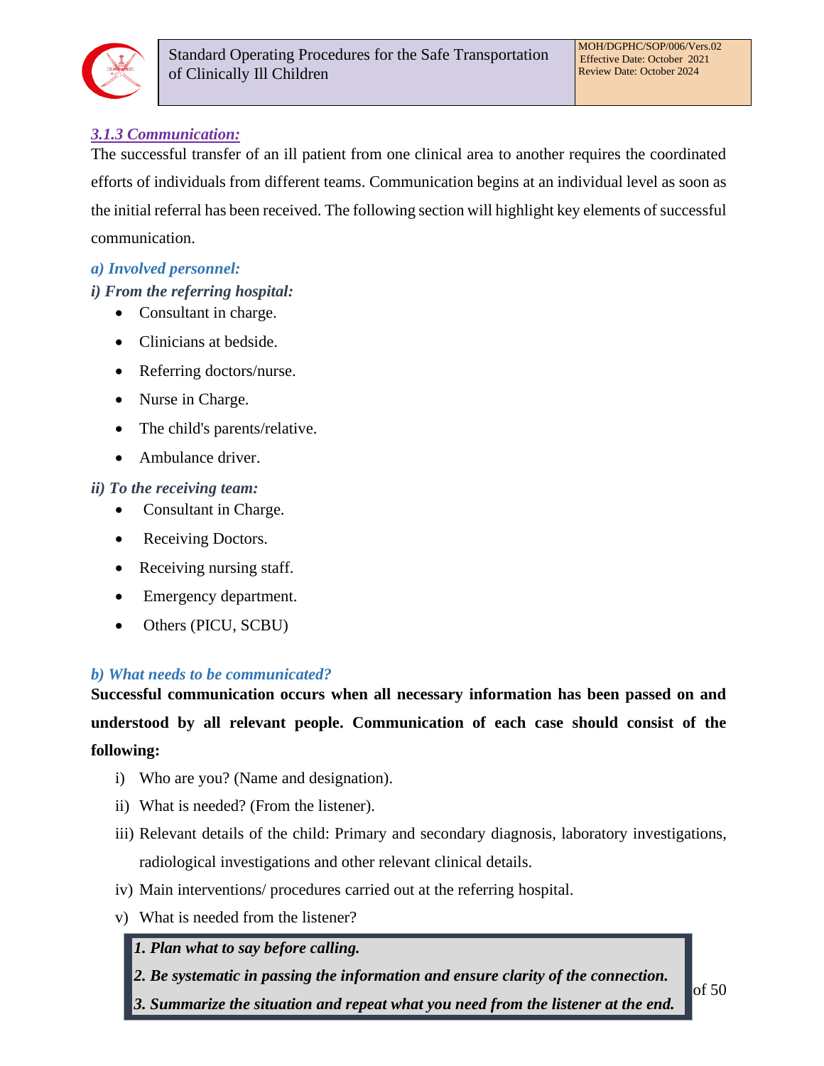### *3.1.3 Communication:*

The successful transfer of an ill patient from one clinical area to another requires the coordinated efforts of individuals from different teams. Communication begins at an individual level as soon as the initial referral has been received. The following section will highlight key elements of successful communication.

***a) Involved personnel:***

***i) From the referring hospital:***

- Consultant in charge.
- Clinicians at bedside.
- Referring doctors/nurse.
- Nurse in Charge.
- The child's parents/relative.
- Ambulance driver.

***ii) To the receiving team:***

- Consultant in Charge.
- Receiving Doctors.
- Receiving nursing staff.
- Emergency department.
- Others (PICU, SCBU)

***b) What needs to be communicated?***

**Successful communication occurs when all necessary information has been passed on and understood by all relevant people. Communication of each case should consist of the following:**

i) Who are you? (Name and designation).
ii) What is needed? (From the listener).
iii) Relevant details of the child: Primary and secondary diagnosis, laboratory investigations, radiological investigations and other relevant clinical details.
iv) Main interventions/ procedures carried out at the referring hospital.
v) What is needed from the listener?

> ***1. Plan what to say before calling.***
> ***2. Be systematic in passing the information and ensure clarity of the connection.***
> ***3. Summarize the situation and repeat what you need from the listener at the end.***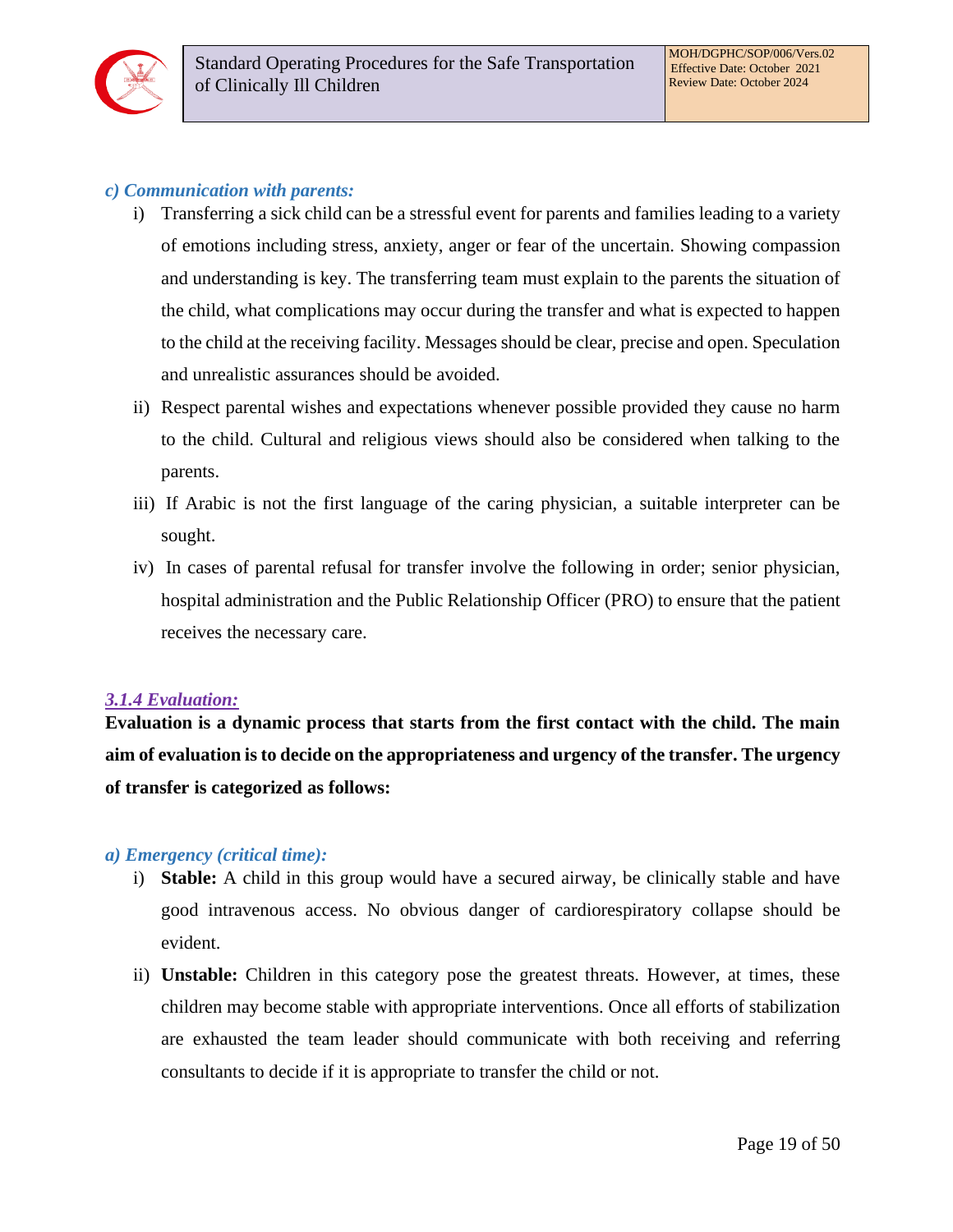*c) Communication with parents:*

i) Transferring a sick child can be a stressful event for parents and families leading to a variety of emotions including stress, anxiety, anger or fear of the uncertain. Showing compassion and understanding is key. The transferring team must explain to the parents the situation of the child, what complications may occur during the transfer and what is expected to happen to the child at the receiving facility. Messages should be clear, precise and open. Speculation and unrealistic assurances should be avoided.

ii) Respect parental wishes and expectations whenever possible provided they cause no harm to the child. Cultural and religious views should also be considered when talking to the parents.

iii) If Arabic is not the first language of the caring physician, a suitable interpreter can be sought.

iv) In cases of parental refusal for transfer involve the following in order; senior physician, hospital administration and the Public Relationship Officer (PRO) to ensure that the patient receives the necessary care.

### *3.1.4 Evaluation:*

**Evaluation is a dynamic process that starts from the first contact with the child. The main aim of evaluation is to decide on the appropriateness and urgency of the transfer. The urgency of transfer is categorized as follows:**

*a) Emergency (critical time):*

i) **Stable:** A child in this group would have a secured airway, be clinically stable and have good intravenous access. No obvious danger of cardiorespiratory collapse should be evident.

ii) **Unstable:** Children in this category pose the greatest threats. However, at times, these children may become stable with appropriate interventions. Once all efforts of stabilization are exhausted the team leader should communicate with both receiving and referring consultants to decide if it is appropriate to transfer the child or not.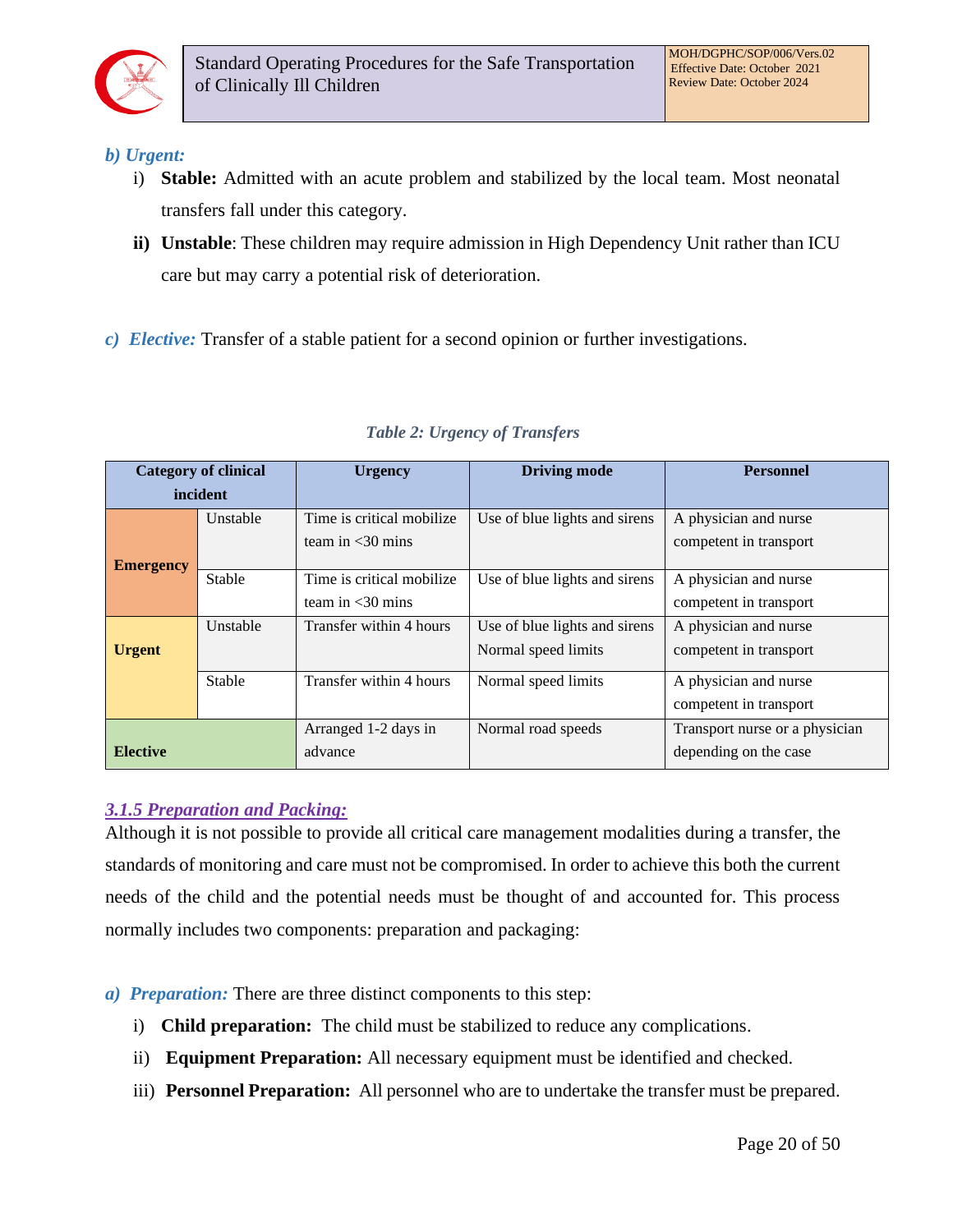***b) Urgent:***

i) **Stable:** Admitted with an acute problem and stabilized by the local team. Most neonatal transfers fall under this category.

**ii) Unstable**: These children may require admission in High Dependency Unit rather than ICU care but may carry a potential risk of deterioration.

***c) Elective:*** Transfer of a stable patient for a second opinion or further investigations.

*Table 2: Urgency of Transfers*

| Category of clinical incident | | Urgency | Driving mode | Personnel |
|---|---|---|---|---|
| **Emergency** | Unstable | Time is critical mobilize team in <30 mins | Use of blue lights and sirens | A physician and nurse competent in transport |
| | Stable | Time is critical mobilize team in <30 mins | Use of blue lights and sirens | A physician and nurse competent in transport |
| **Urgent** | Unstable | Transfer within 4 hours | Use of blue lights and sirens Normal speed limits | A physician and nurse competent in transport |
| | Stable | Transfer within 4 hours | Normal speed limits | A physician and nurse competent in transport |
| **Elective** | | Arranged 1-2 days in advance | Normal road speeds | Transport nurse or a physician depending on the case |

### *3.1.5 Preparation and Packing:*

Although it is not possible to provide all critical care management modalities during a transfer, the standards of monitoring and care must not be compromised. In order to achieve this both the current needs of the child and the potential needs must be thought of and accounted for. This process normally includes two components: preparation and packaging:

***a) Preparation:*** There are three distinct components to this step:

i) **Child preparation:** The child must be stabilized to reduce any complications.

ii) **Equipment Preparation:** All necessary equipment must be identified and checked.

iii) **Personnel Preparation:** All personnel who are to undertake the transfer must be prepared.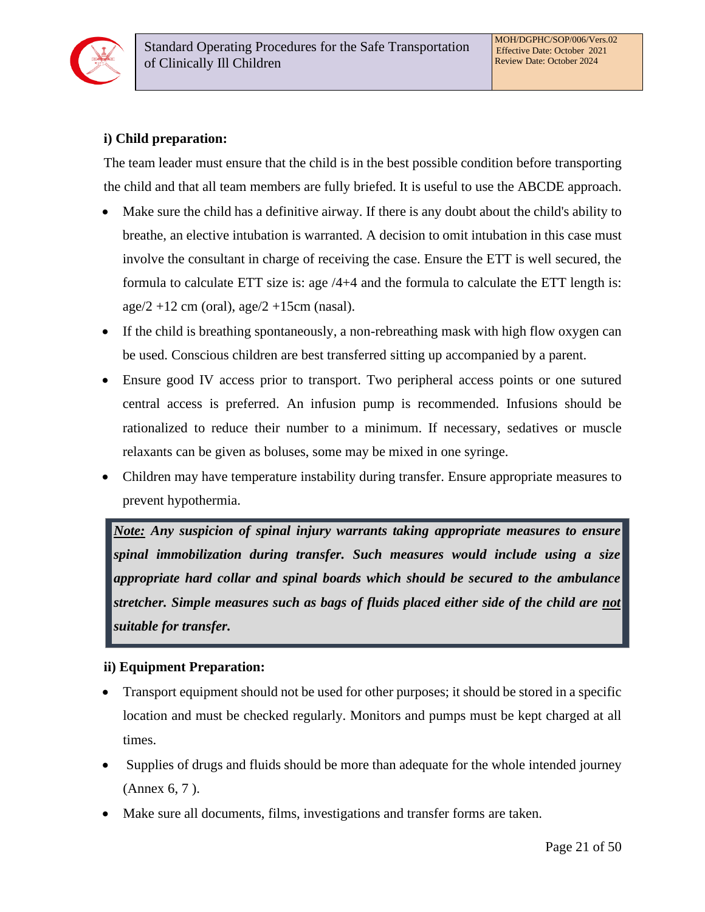**i) Child preparation:**

The team leader must ensure that the child is in the best possible condition before transporting the child and that all team members are fully briefed. It is useful to use the ABCDE approach.

- Make sure the child has a definitive airway. If there is any doubt about the child's ability to breathe, an elective intubation is warranted. A decision to omit intubation in this case must involve the consultant in charge of receiving the case. Ensure the ETT is well secured, the formula to calculate ETT size is: age /4+4 and the formula to calculate the ETT length is: age/2 +12 cm (oral), age/2 +15cm (nasal).
- If the child is breathing spontaneously, a non-rebreathing mask with high flow oxygen can be used. Conscious children are best transferred sitting up accompanied by a parent.
- Ensure good IV access prior to transport. Two peripheral access points or one sutured central access is preferred. An infusion pump is recommended. Infusions should be rationalized to reduce their number to a minimum. If necessary, sedatives or muscle relaxants can be given as boluses, some may be mixed in one syringe.
- Children may have temperature instability during transfer. Ensure appropriate measures to prevent hypothermia.

> ***<u>Note:</u> Any suspicion of spinal injury warrants taking appropriate measures to ensure spinal immobilization during transfer. Such measures would include using a size appropriate hard collar and spinal boards which should be secured to the ambulance stretcher. Simple measures such as bags of fluids placed either side of the child are <u>not</u> suitable for transfer.***

**ii) Equipment Preparation:**

- Transport equipment should not be used for other purposes; it should be stored in a specific location and must be checked regularly. Monitors and pumps must be kept charged at all times.
- Supplies of drugs and fluids should be more than adequate for the whole intended journey (Annex 6, 7 ).
- Make sure all documents, films, investigations and transfer forms are taken.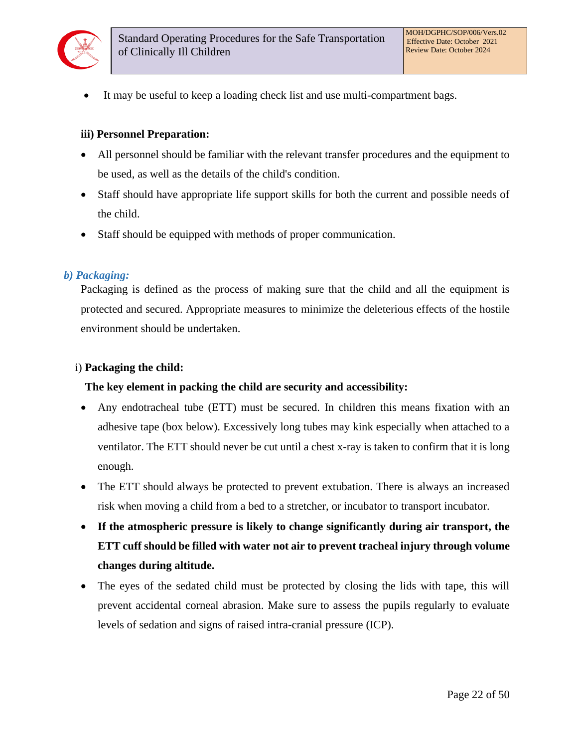- It may be useful to keep a loading check list and use multi-compartment bags.

**iii) Personnel Preparation:**

- All personnel should be familiar with the relevant transfer procedures and the equipment to be used, as well as the details of the child's condition.
- Staff should have appropriate life support skills for both the current and possible needs of the child.
- Staff should be equipped with methods of proper communication.

### *b) Packaging:*

Packaging is defined as the process of making sure that the child and all the equipment is protected and secured. Appropriate measures to minimize the deleterious effects of the hostile environment should be undertaken.

i) **Packaging the child:**

**The key element in packing the child are security and accessibility:**

- Any endotracheal tube (ETT) must be secured. In children this means fixation with an adhesive tape (box below). Excessively long tubes may kink especially when attached to a ventilator. The ETT should never be cut until a chest x-ray is taken to confirm that it is long enough.
- The ETT should always be protected to prevent extubation. There is always an increased risk when moving a child from a bed to a stretcher, or incubator to transport incubator.
- **If the atmospheric pressure is likely to change significantly during air transport, the ETT cuff should be filled with water not air to prevent tracheal injury through volume changes during altitude.**
- The eyes of the sedated child must be protected by closing the lids with tape, this will prevent accidental corneal abrasion. Make sure to assess the pupils regularly to evaluate levels of sedation and signs of raised intra-cranial pressure (ICP).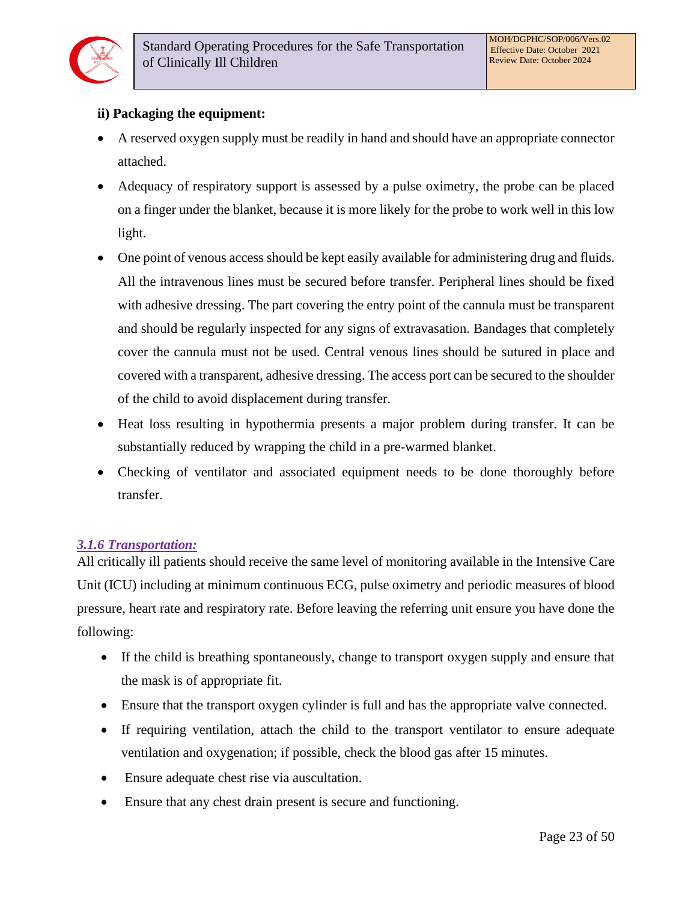**ii) Packaging the equipment:**

- A reserved oxygen supply must be readily in hand and should have an appropriate connector attached.
- Adequacy of respiratory support is assessed by a pulse oximetry, the probe can be placed on a finger under the blanket, because it is more likely for the probe to work well in this low light.
- One point of venous access should be kept easily available for administering drug and fluids. All the intravenous lines must be secured before transfer. Peripheral lines should be fixed with adhesive dressing. The part covering the entry point of the cannula must be transparent and should be regularly inspected for any signs of extravasation. Bandages that completely cover the cannula must not be used. Central venous lines should be sutured in place and covered with a transparent, adhesive dressing. The access port can be secured to the shoulder of the child to avoid displacement during transfer.
- Heat loss resulting in hypothermia presents a major problem during transfer. It can be substantially reduced by wrapping the child in a pre-warmed blanket.
- Checking of ventilator and associated equipment needs to be done thoroughly before transfer.

### *3.1.6 Transportation:*

All critically ill patients should receive the same level of monitoring available in the Intensive Care Unit (ICU) including at minimum continuous ECG, pulse oximetry and periodic measures of blood pressure, heart rate and respiratory rate. Before leaving the referring unit ensure you have done the following:

- If the child is breathing spontaneously, change to transport oxygen supply and ensure that the mask is of appropriate fit.
- Ensure that the transport oxygen cylinder is full and has the appropriate valve connected.
- If requiring ventilation, attach the child to the transport ventilator to ensure adequate ventilation and oxygenation; if possible, check the blood gas after 15 minutes.
- Ensure adequate chest rise via auscultation.
- Ensure that any chest drain present is secure and functioning.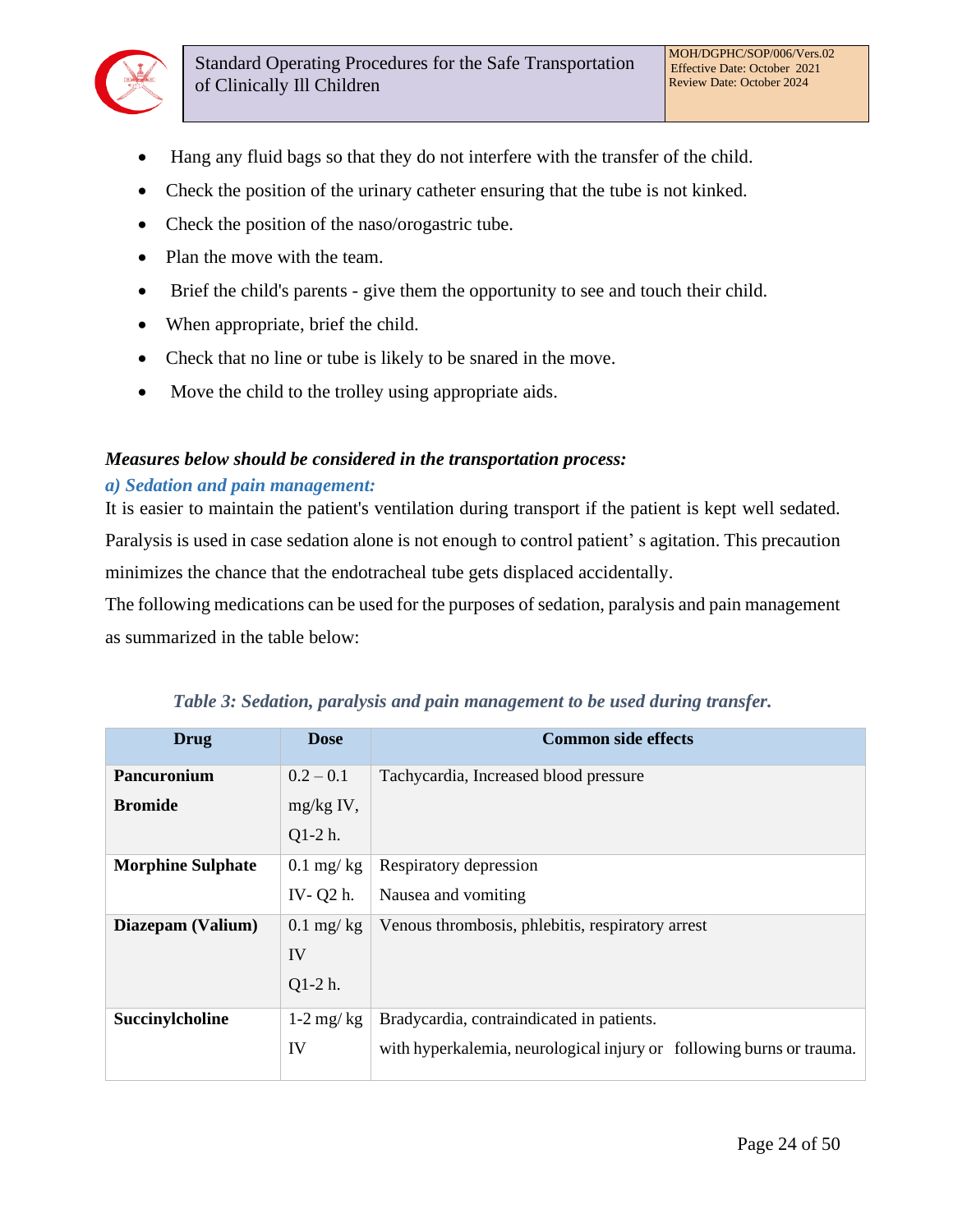- Hang any fluid bags so that they do not interfere with the transfer of the child.
- Check the position of the urinary catheter ensuring that the tube is not kinked.
- Check the position of the naso/orogastric tube.
- Plan the move with the team.
- Brief the child's parents - give them the opportunity to see and touch their child.
- When appropriate, brief the child.
- Check that no line or tube is likely to be snared in the move.
- Move the child to the trolley using appropriate aids.

***Measures below should be considered in the transportation process:***

***a) Sedation and pain management:***

It is easier to maintain the patient's ventilation during transport if the patient is kept well sedated. Paralysis is used in case sedation alone is not enough to control patient' s agitation. This precaution minimizes the chance that the endotracheal tube gets displaced accidentally.

The following medications can be used for the purposes of sedation, paralysis and pain management as summarized in the table below:

*Table 3: Sedation, paralysis and pain management to be used during transfer.*

| Drug | Dose | Common side effects |
|---|---|---|
| **Pancuronium Bromide** | 0.2 – 0.1 mg/kg IV, Q1-2 h. | Tachycardia, Increased blood pressure |
| **Morphine Sulphate** | 0.1 mg/ kg IV- Q2 h. | Respiratory depression<br>Nausea and vomiting |
| **Diazepam (Valium)** | 0.1 mg/ kg IV<br>Q1-2 h. | Venous thrombosis, phlebitis, respiratory arrest |
| **Succinylcholine** | 1-2 mg/ kg IV | Bradycardia, contraindicated in patients.<br>with hyperkalemia, neurological injury or following burns or trauma. |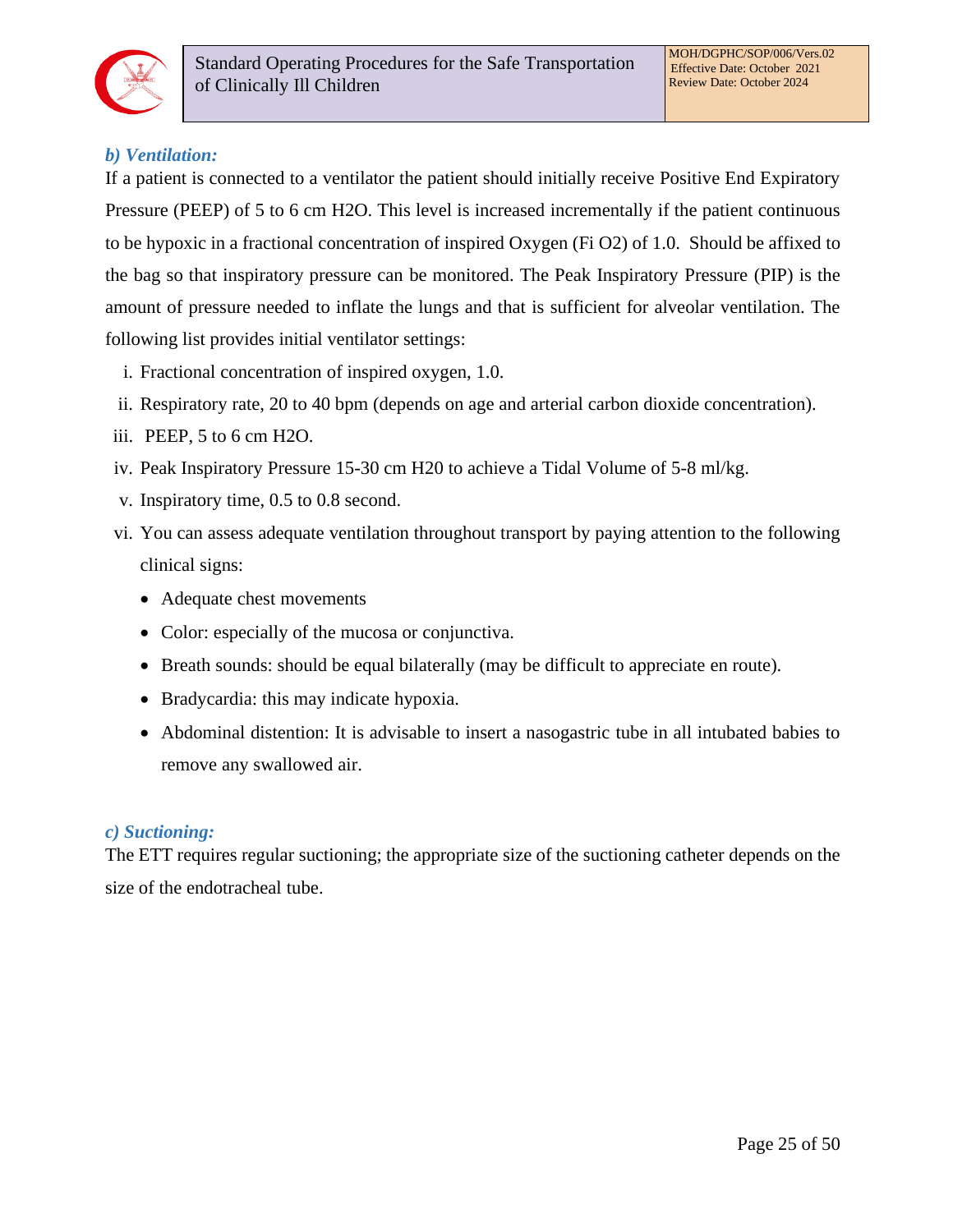### *b) Ventilation:*

If a patient is connected to a ventilator the patient should initially receive Positive End Expiratory Pressure (PEEP) of 5 to 6 cm H2O. This level is increased incrementally if the patient continuous to be hypoxic in a fractional concentration of inspired Oxygen (Fi O2) of 1.0. Should be affixed to the bag so that inspiratory pressure can be monitored. The Peak Inspiratory Pressure (PIP) is the amount of pressure needed to inflate the lungs and that is sufficient for alveolar ventilation. The following list provides initial ventilator settings:

i. Fractional concentration of inspired oxygen, 1.0.
ii. Respiratory rate, 20 to 40 bpm (depends on age and arterial carbon dioxide concentration).
iii. PEEP, 5 to 6 cm H2O.
iv. Peak Inspiratory Pressure 15-30 cm H20 to achieve a Tidal Volume of 5-8 ml/kg.
v. Inspiratory time, 0.5 to 0.8 second.
vi. You can assess adequate ventilation throughout transport by paying attention to the following clinical signs:
   - Adequate chest movements
   - Color: especially of the mucosa or conjunctiva.
   - Breath sounds: should be equal bilaterally (may be difficult to appreciate en route).
   - Bradycardia: this may indicate hypoxia.
   - Abdominal distention: It is advisable to insert a nasogastric tube in all intubated babies to remove any swallowed air.

### *c) Suctioning:*

The ETT requires regular suctioning; the appropriate size of the suctioning catheter depends on the size of the endotracheal tube.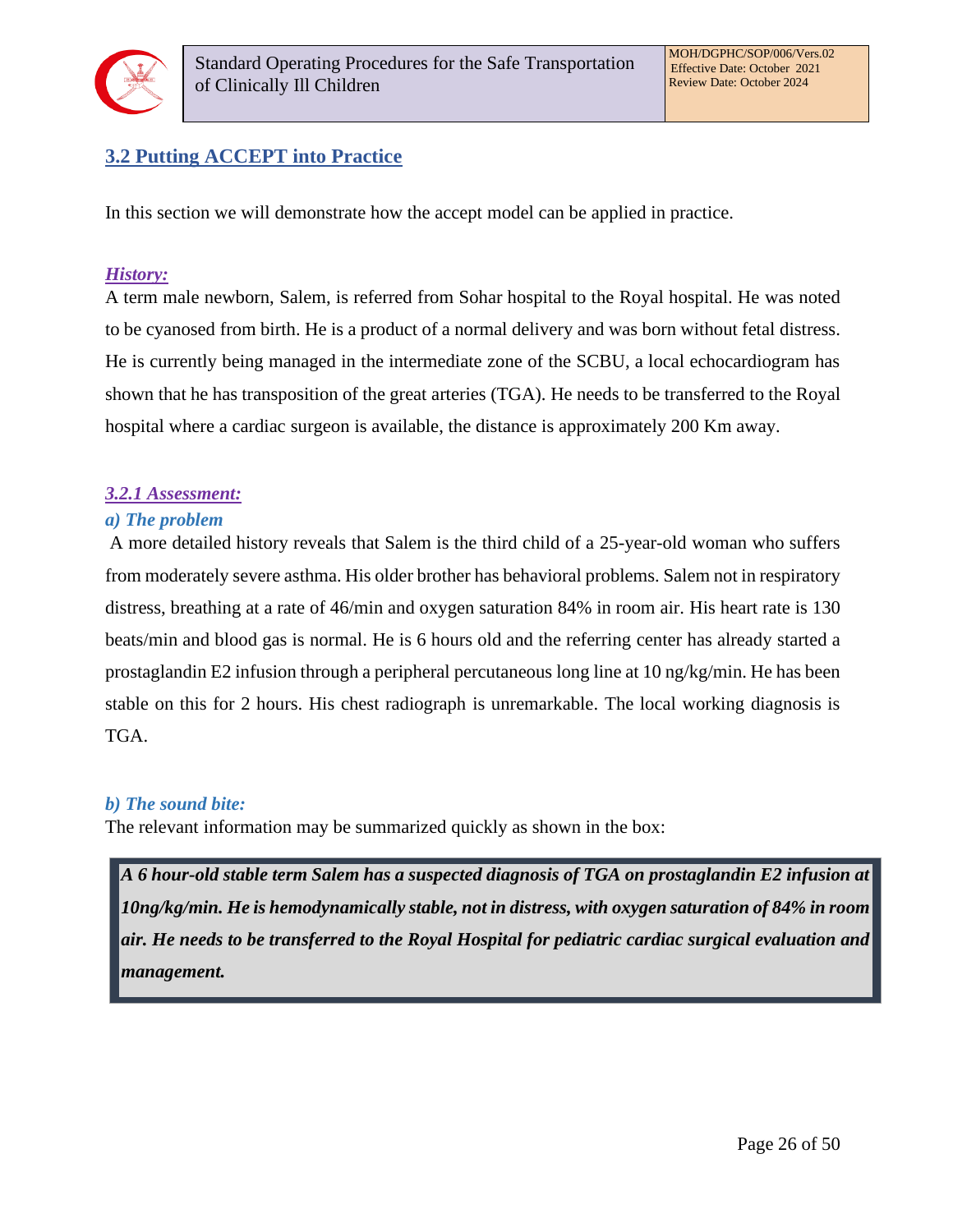## 3.2 Putting ACCEPT into Practice

In this section we will demonstrate how the accept model can be applied in practice.

### *History:*

A term male newborn, Salem, is referred from Sohar hospital to the Royal hospital. He was noted to be cyanosed from birth. He is a product of a normal delivery and was born without fetal distress. He is currently being managed in the intermediate zone of the SCBU, a local echocardiogram has shown that he has transposition of the great arteries (TGA). He needs to be transferred to the Royal hospital where a cardiac surgeon is available, the distance is approximately 200 Km away.

### *3.2.1 Assessment:*

#### *a) The problem*

A more detailed history reveals that Salem is the third child of a 25-year-old woman who suffers from moderately severe asthma. His older brother has behavioral problems. Salem not in respiratory distress, breathing at a rate of 46/min and oxygen saturation 84% in room air. His heart rate is 130 beats/min and blood gas is normal. He is 6 hours old and the referring center has already started a prostaglandin E2 infusion through a peripheral percutaneous long line at 10 ng/kg/min. He has been stable on this for 2 hours. His chest radiograph is unremarkable. The local working diagnosis is TGA.

#### *b) The sound bite:*

The relevant information may be summarized quickly as shown in the box:

> ***A 6 hour-old stable term Salem has a suspected diagnosis of TGA on prostaglandin E2 infusion at 10ng/kg/min. He is hemodynamically stable, not in distress, with oxygen saturation of 84% in room air. He needs to be transferred to the Royal Hospital for pediatric cardiac surgical evaluation and management.***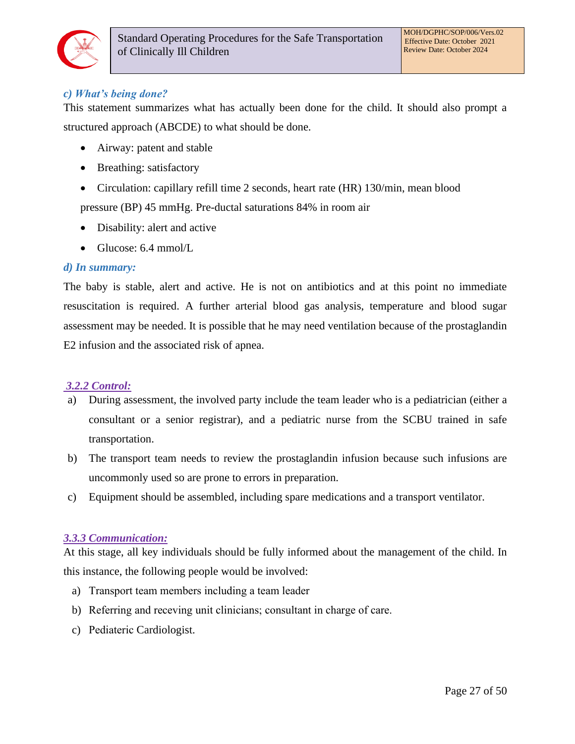*c) What's being done?*

This statement summarizes what has actually been done for the child. It should also prompt a structured approach (ABCDE) to what should be done.

- Airway: patent and stable
- Breathing: satisfactory
- Circulation: capillary refill time 2 seconds, heart rate (HR) 130/min, mean blood pressure (BP) 45 mmHg. Pre-ductal saturations 84% in room air
- Disability: alert and active
- Glucose: 6.4 mmol/L

*d) In summary:*

The baby is stable, alert and active. He is not on antibiotics and at this point no immediate resuscitation is required. A further arterial blood gas analysis, temperature and blood sugar assessment may be needed. It is possible that he may need ventilation because of the prostaglandin E2 infusion and the associated risk of apnea.

### 3.2.2 Control:

a) During assessment, the involved party include the team leader who is a pediatrician (either a consultant or a senior registrar), and a pediatric nurse from the SCBU trained in safe transportation.

b) The transport team needs to review the prostaglandin infusion because such infusions are uncommonly used so are prone to errors in preparation.

c) Equipment should be assembled, including spare medications and a transport ventilator.

### 3.3.3 Communication:

At this stage, all key individuals should be fully informed about the management of the child. In this instance, the following people would be involved:

a) Transport team members including a team leader

b) Referring and receving unit clinicians; consultant in charge of care.

c) Pediateric Cardiologist.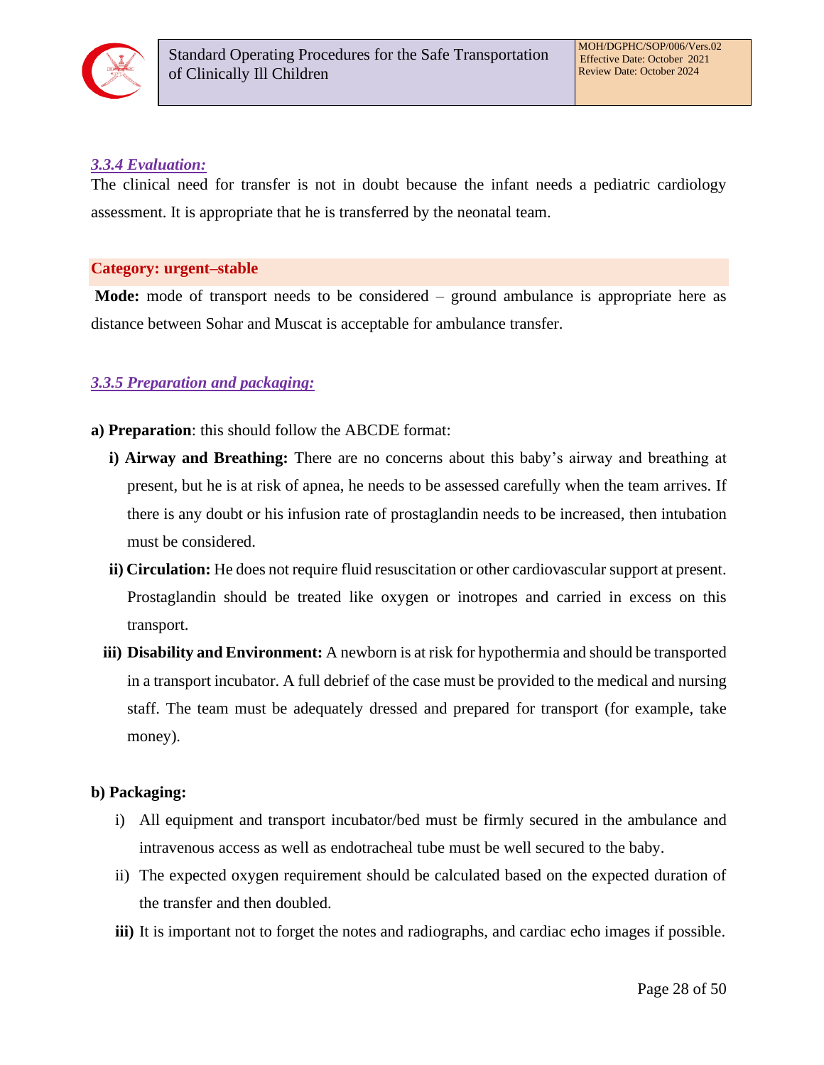### *3.3.4 Evaluation:*

The clinical need for transfer is not in doubt because the infant needs a pediatric cardiology assessment. It is appropriate that he is transferred by the neonatal team.

**Category: urgent–stable**

**Mode:** mode of transport needs to be considered – ground ambulance is appropriate here as distance between Sohar and Muscat is acceptable for ambulance transfer.

### *3.3.5 Preparation and packaging:*

**a) Preparation**: this should follow the ABCDE format:

- **i) Airway and Breathing:** There are no concerns about this baby's airway and breathing at present, but he is at risk of apnea, he needs to be assessed carefully when the team arrives. If there is any doubt or his infusion rate of prostaglandin needs to be increased, then intubation must be considered.
- **ii) Circulation:** He does not require fluid resuscitation or other cardiovascular support at present. Prostaglandin should be treated like oxygen or inotropes and carried in excess on this transport.
- **iii) Disability and Environment:** A newborn is at risk for hypothermia and should be transported in a transport incubator. A full debrief of the case must be provided to the medical and nursing staff. The team must be adequately dressed and prepared for transport (for example, take money).

**b) Packaging:**

- i) All equipment and transport incubator/bed must be firmly secured in the ambulance and intravenous access as well as endotracheal tube must be well secured to the baby.
- ii) The expected oxygen requirement should be calculated based on the expected duration of the transfer and then doubled.
- **iii)** It is important not to forget the notes and radiographs, and cardiac echo images if possible.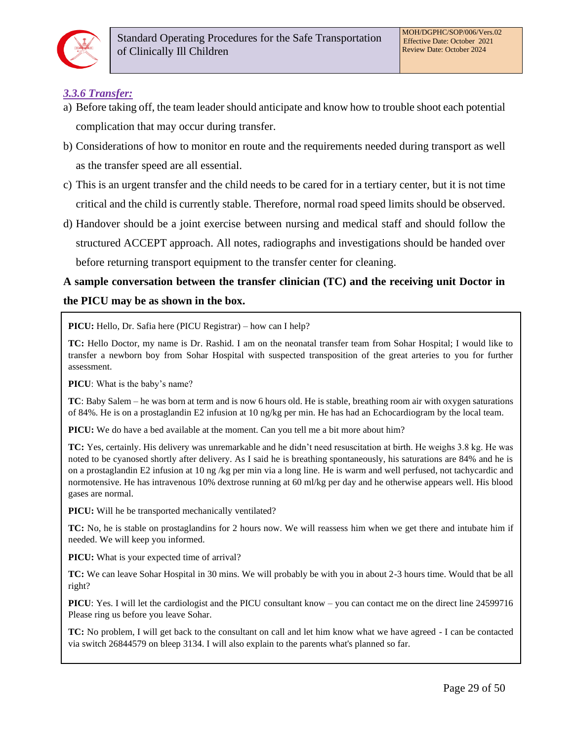### *3.3.6 Transfer:*

a) Before taking off, the team leader should anticipate and know how to trouble shoot each potential complication that may occur during transfer.

b) Considerations of how to monitor en route and the requirements needed during transport as well as the transfer speed are all essential.

c) This is an urgent transfer and the child needs to be cared for in a tertiary center, but it is not time critical and the child is currently stable. Therefore, normal road speed limits should be observed.

d) Handover should be a joint exercise between nursing and medical staff and should follow the structured ACCEPT approach. All notes, radiographs and investigations should be handed over before returning transport equipment to the transfer center for cleaning.

**A sample conversation between the transfer clinician (TC) and the receiving unit Doctor in the PICU may be as shown in the box.**

**PICU:** Hello, Dr. Safia here (PICU Registrar) – how can I help?

**TC:** Hello Doctor, my name is Dr. Rashid. I am on the neonatal transfer team from Sohar Hospital; I would like to transfer a newborn boy from Sohar Hospital with suspected transposition of the great arteries to you for further assessment.

**PICU**: What is the baby's name?

**TC**: Baby Salem – he was born at term and is now 6 hours old. He is stable, breathing room air with oxygen saturations of 84%. He is on a prostaglandin E2 infusion at 10 ng/kg per min. He has had an Echocardiogram by the local team.

**PICU:** We do have a bed available at the moment. Can you tell me a bit more about him?

**TC:** Yes, certainly. His delivery was unremarkable and he didn't need resuscitation at birth. He weighs 3.8 kg. He was noted to be cyanosed shortly after delivery. As I said he is breathing spontaneously, his saturations are 84% and he is on a prostaglandin E2 infusion at 10 ng /kg per min via a long line. He is warm and well perfused, not tachycardic and normotensive. He has intravenous 10% dextrose running at 60 ml/kg per day and he otherwise appears well. His blood gases are normal.

**PICU:** Will he be transported mechanically ventilated?

**TC:** No, he is stable on prostaglandins for 2 hours now. We will reassess him when we get there and intubate him if needed. We will keep you informed.

**PICU:** What is your expected time of arrival?

**TC:** We can leave Sohar Hospital in 30 mins. We will probably be with you in about 2-3 hours time. Would that be all right?

**PICU**: Yes. I will let the cardiologist and the PICU consultant know – you can contact me on the direct line 24599716 Please ring us before you leave Sohar.

**TC:** No problem, I will get back to the consultant on call and let him know what we have agreed - I can be contacted via switch 26844579 on bleep 3134. I will also explain to the parents what's planned so far.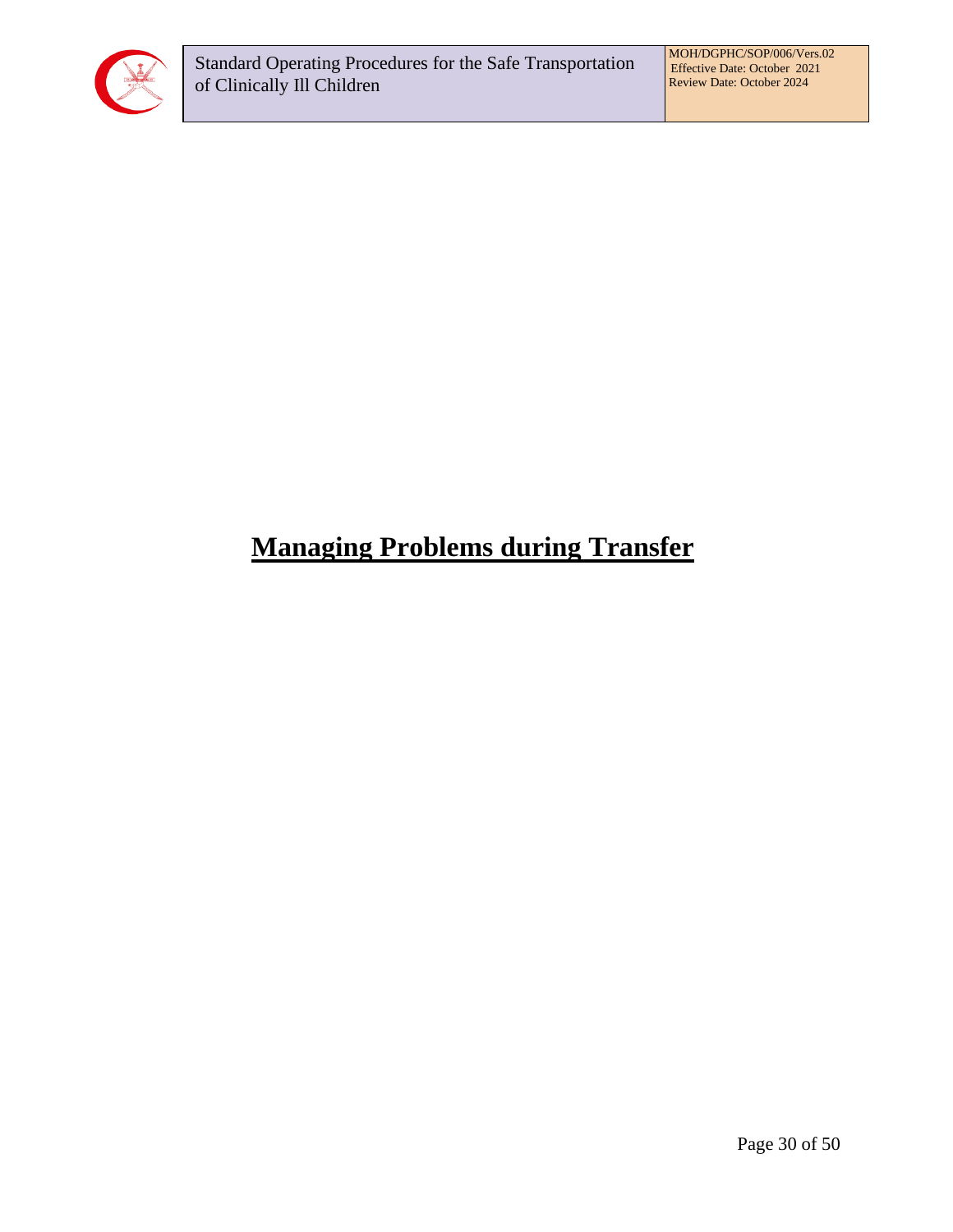# Managing Problems during Transfer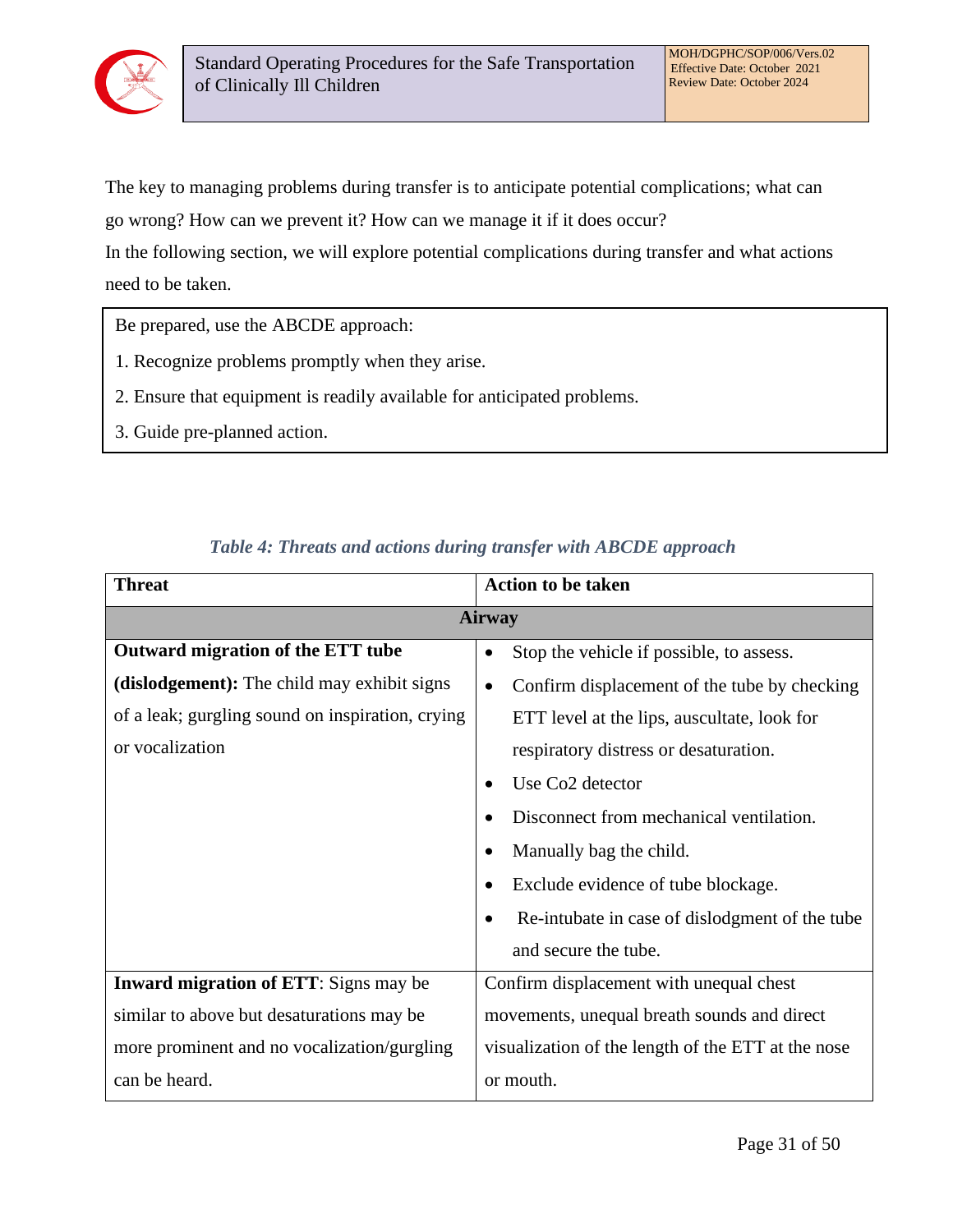The key to managing problems during transfer is to anticipate potential complications; what can go wrong? How can we prevent it? How can we manage it if it does occur?

In the following section, we will explore potential complications during transfer and what actions need to be taken.

> Be prepared, use the ABCDE approach:
>
> 1. Recognize problems promptly when they arise.
> 2. Ensure that equipment is readily available for anticipated problems.
> 3. Guide pre-planned action.

*Table 4: Threats and actions during transfer with ABCDE approach*

| Threat | Action to be taken |
|---|---|
| **Airway** | |
| **Outward migration of the ETT tube (dislodgement):** The child may exhibit signs of a leak; gurgling sound on inspiration, crying or vocalization | • Stop the vehicle if possible, to assess.<br>• Confirm displacement of the tube by checking ETT level at the lips, auscultate, look for respiratory distress or desaturation.<br>• Use Co2 detector<br>• Disconnect from mechanical ventilation.<br>• Manually bag the child.<br>• Exclude evidence of tube blockage.<br>• Re-intubate in case of dislodgment of the tube and secure the tube. |
| **Inward migration of ETT**: Signs may be similar to above but desaturations may be more prominent and no vocalization/gurgling can be heard. | Confirm displacement with unequal chest movements, unequal breath sounds and direct visualization of the length of the ETT at the nose or mouth. |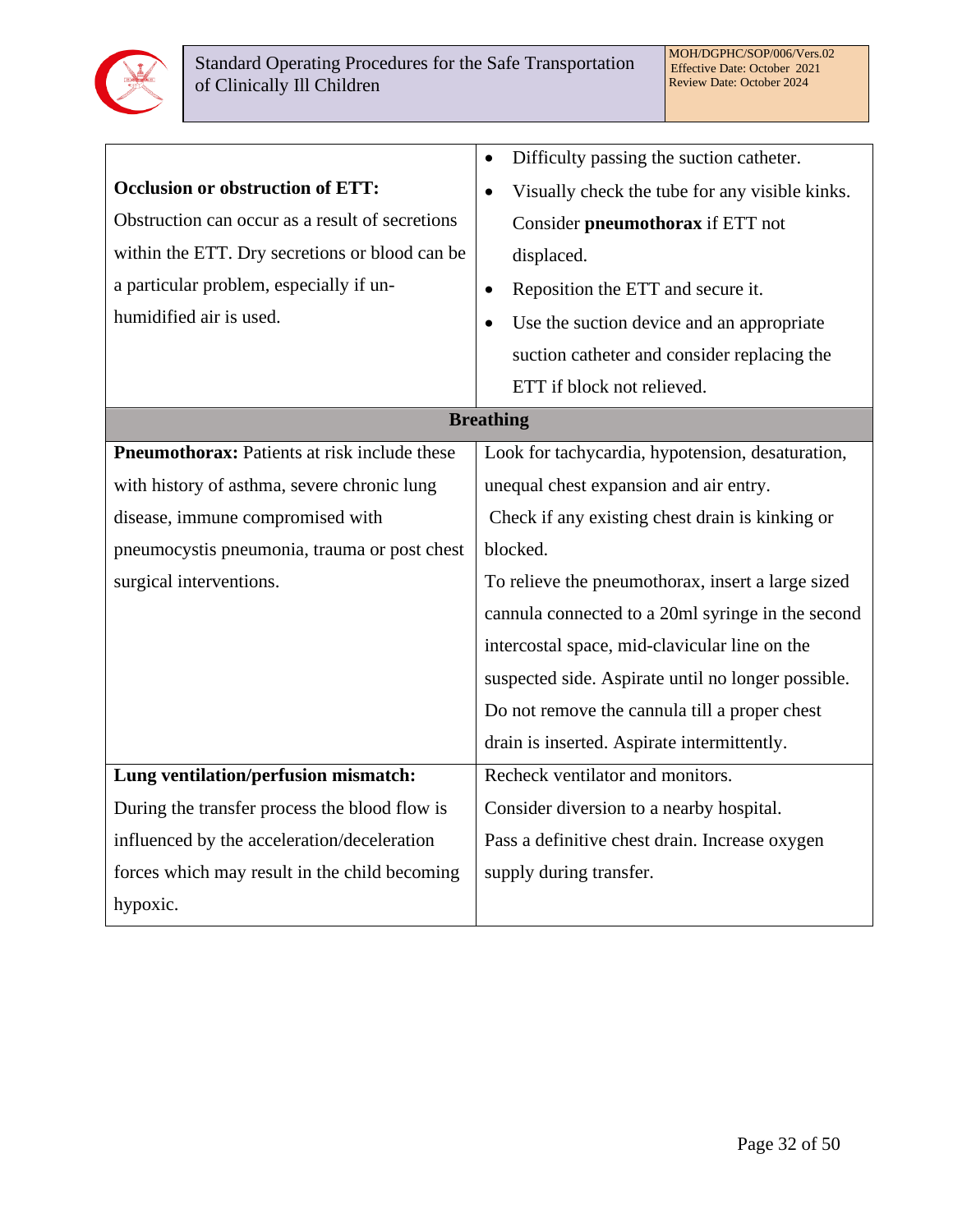| | |
|---|---|
| **Occlusion or obstruction of ETT:** Obstruction can occur as a result of secretions within the ETT. Dry secretions or blood can be a particular problem, especially if un-humidified air is used. | • Difficulty passing the suction catheter. <br>• Visually check the tube for any visible kinks. Consider **pneumothorax** if ETT not displaced. <br>• Reposition the ETT and secure it. <br>• Use the suction device and an appropriate suction catheter and consider replacing the ETT if block not relieved. |
| **Breathing** | |
| **Pneumothorax:** Patients at risk include these with history of asthma, severe chronic lung disease, immune compromised with pneumocystis pneumonia, trauma or post chest surgical interventions. | Look for tachycardia, hypotension, desaturation, unequal chest expansion and air entry. <br>Check if any existing chest drain is kinking or blocked. <br>To relieve the pneumothorax, insert a large sized cannula connected to a 20ml syringe in the second intercostal space, mid-clavicular line on the suspected side. Aspirate until no longer possible. Do not remove the cannula till a proper chest drain is inserted. Aspirate intermittently. |
| **Lung ventilation/perfusion mismatch:** During the transfer process the blood flow is influenced by the acceleration/deceleration forces which may result in the child becoming hypoxic. | Recheck ventilator and monitors. <br>Consider diversion to a nearby hospital. <br>Pass a definitive chest drain. Increase oxygen supply during transfer. |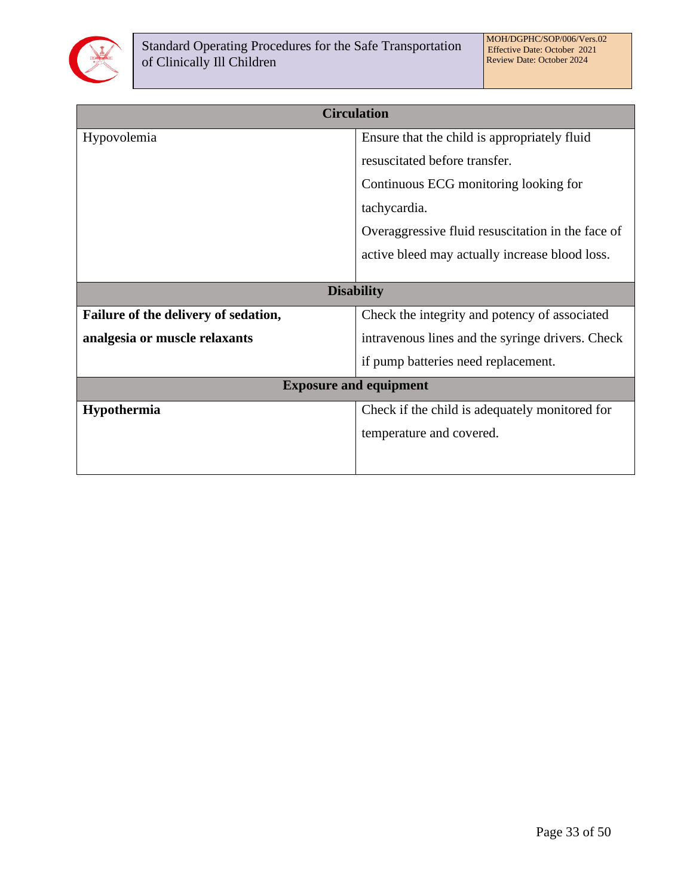| Circulation | |
|---|---|
| Hypovolemia | Ensure that the child is appropriately fluid resuscitated before transfer.<br>Continuous ECG monitoring looking for tachycardia.<br>Overaggressive fluid resuscitation in the face of active bleed may actually increase blood loss. |
| **Disability** | |
| **Failure of the delivery of sedation, analgesia or muscle relaxants** | Check the integrity and potency of associated intravenous lines and the syringe drivers. Check if pump batteries need replacement. |
| **Exposure and equipment** | |
| **Hypothermia** | Check if the child is adequately monitored for temperature and covered. |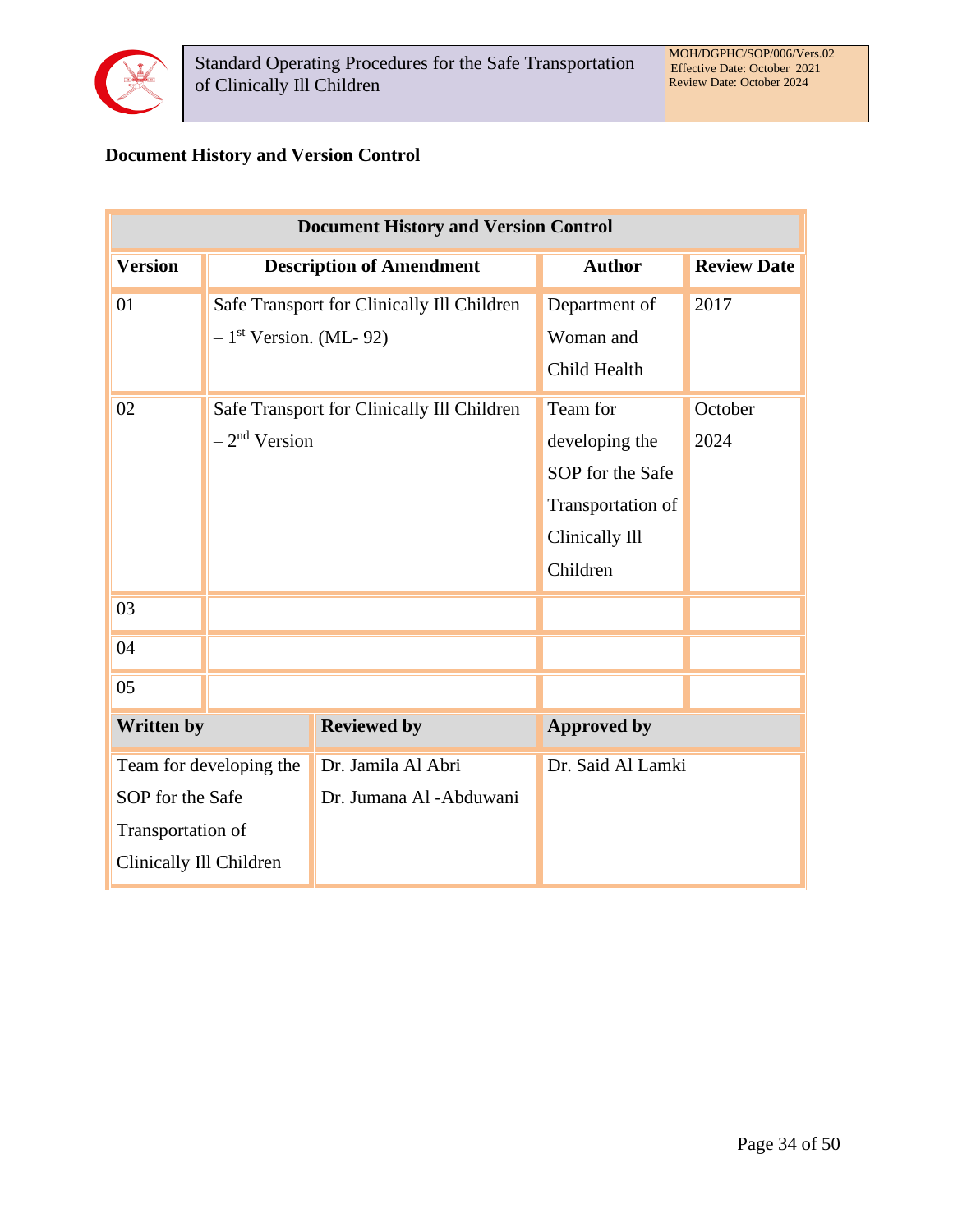**Document History and Version Control**

| Document History and Version Control | | | |
|---|---|---|---|
| **Version** | **Description of Amendment** | **Author** | **Review Date** |
| 01 | Safe Transport for Clinically Ill Children – 1st Version. (ML- 92) | Department of Woman and Child Health | 2017 |
| 02 | Safe Transport for Clinically Ill Children – 2nd Version | Team for developing the SOP for the Safe Transportation of Clinically Ill Children | October 2024 |
| 03 | | | |
| 04 | | | |
| 05 | | | |

| **Written by** | **Reviewed by** | **Approved by** |
|---|---|---|
| Team for developing the SOP for the Safe Transportation of Clinically Ill Children | Dr. Jamila Al Abri<br>Dr. Jumana Al -Abduwani | Dr. Said Al Lamki |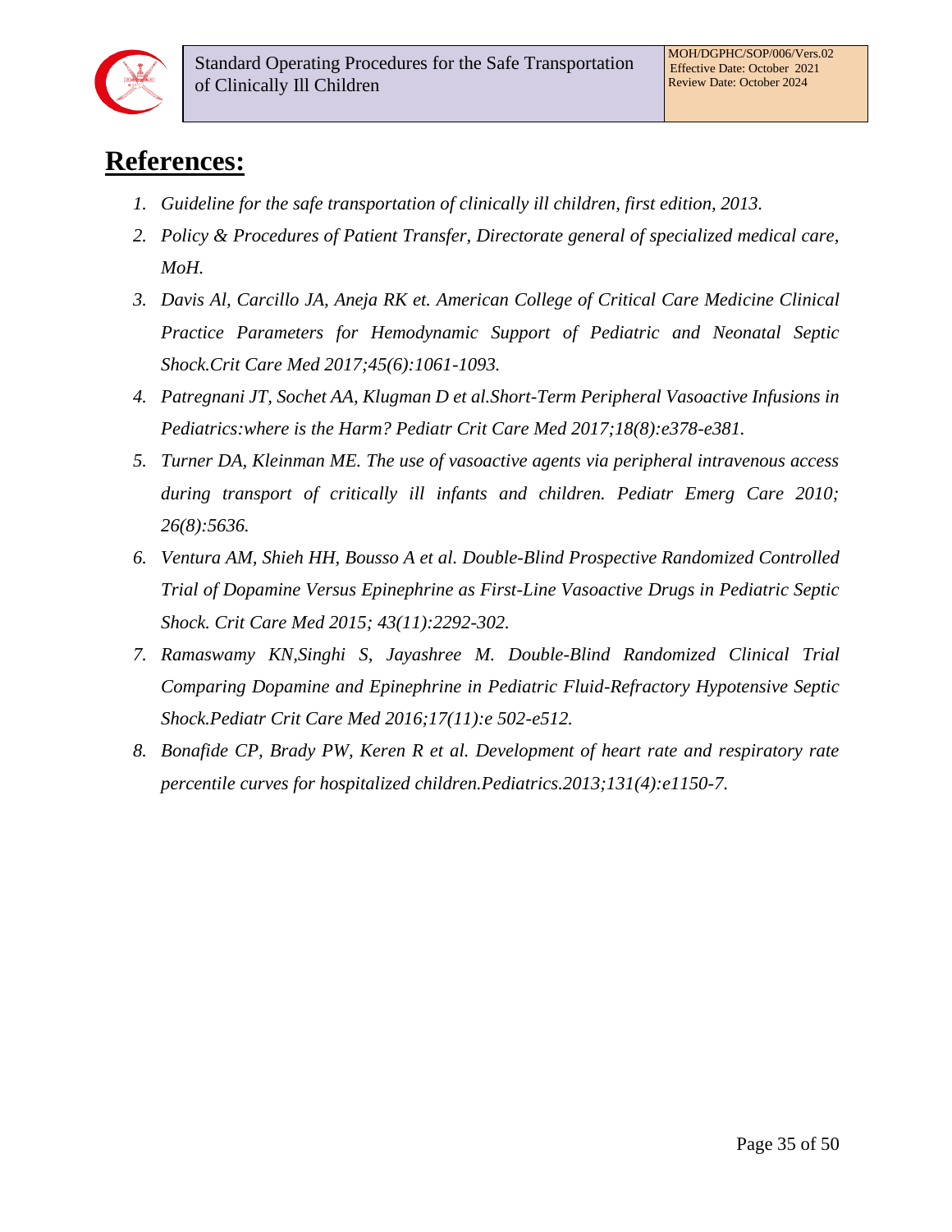# References:

1. *Guideline for the safe transportation of clinically ill children, first edition, 2013.*
2. *Policy & Procedures of Patient Transfer, Directorate general of specialized medical care, MoH.*
3. *Davis Al, Carcillo JA, Aneja RK et. American College of Critical Care Medicine Clinical Practice Parameters for Hemodynamic Support of Pediatric and Neonatal Septic Shock.Crit Care Med 2017;45(6):1061-1093.*
4. *Patregnani JT, Sochet AA, Klugman D et al.Short-Term Peripheral Vasoactive Infusions in Pediatrics:where is the Harm? Pediatr Crit Care Med 2017;18(8):e378-e381.*
5. *Turner DA, Kleinman ME. The use of vasoactive agents via peripheral intravenous access during transport of critically ill infants and children. Pediatr Emerg Care 2010; 26(8):5636.*
6. *Ventura AM, Shieh HH, Bousso A et al. Double-Blind Prospective Randomized Controlled Trial of Dopamine Versus Epinephrine as First-Line Vasoactive Drugs in Pediatric Septic Shock. Crit Care Med 2015; 43(11):2292-302.*
7. *Ramaswamy KN,Singhi S, Jayashree M. Double-Blind Randomized Clinical Trial Comparing Dopamine and Epinephrine in Pediatric Fluid-Refractory Hypotensive Septic Shock.Pediatr Crit Care Med 2016;17(11):e 502-e512.*
8. *Bonafide CP, Brady PW, Keren R et al. Development of heart rate and respiratory rate percentile curves for hospitalized children.Pediatrics.2013;131(4):e1150-7.*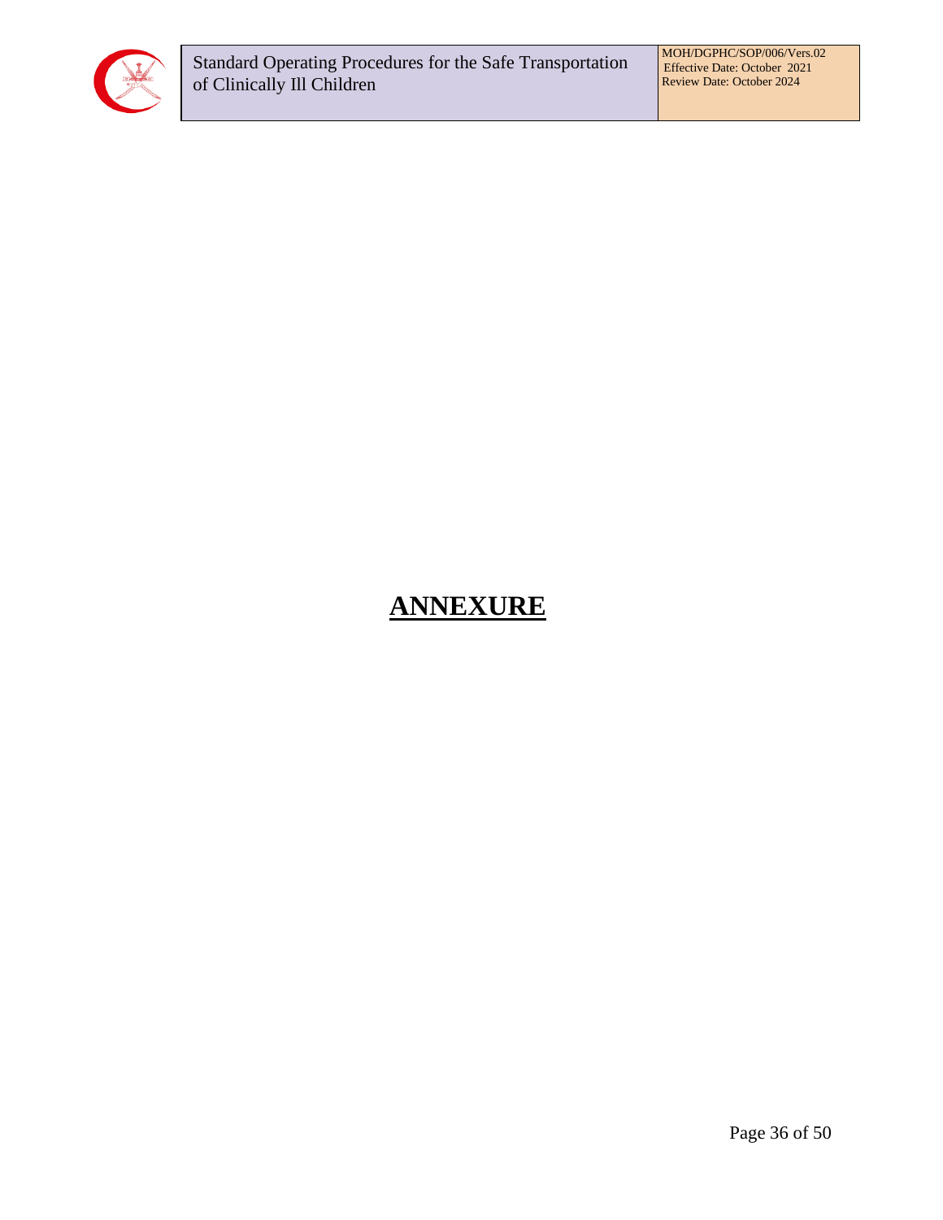# **ANNEXURE**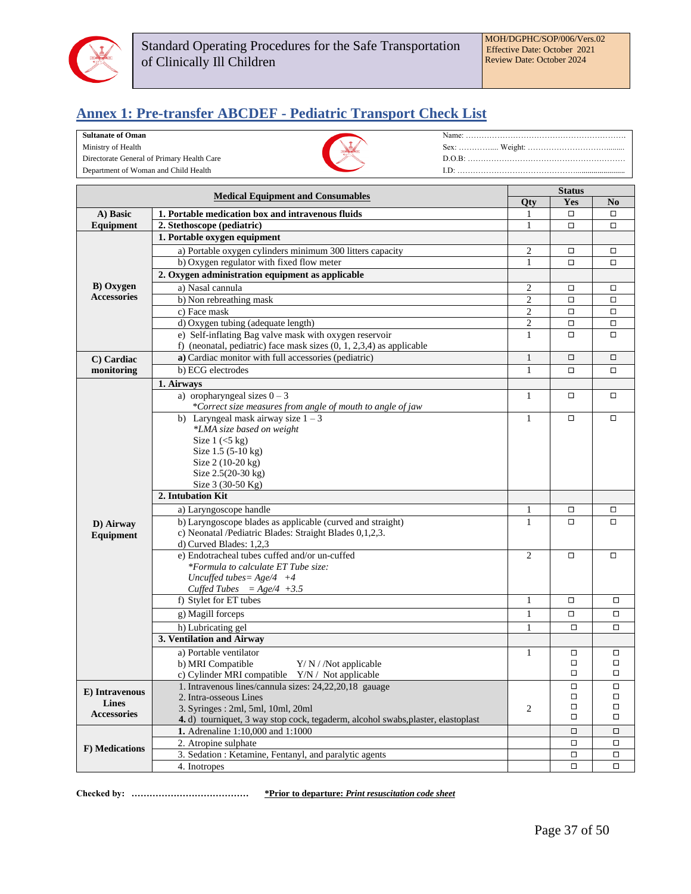## Annex 1: Pre-transfer ABCDEF - Pediatric Transport Check List

| **Sultanate of Oman** | Name: ………………………………………………… |
|---|---|
| Ministry of Health | Sex: ………….. Weight: ………………………….. |
| Directorate General of Primary Health Care | D.O.B: ………………………………………………… |
| Department of Woman and Child Health | I.D: ………………………………………………… |

| Medical Equipment and Consumables | | Qty | Status Yes | Status No |
|---|---|---|---|---|
| **A) Basic Equipment** | **1. Portable medication box and intravenous fluids** | 1 | ◻ | ◻ |
| | **2. Stethoscope (pediatric)** | 1 | ◻ | ◻ |
| **B) Oxygen Accessories** | **1. Portable oxygen equipment** | | | |
| | a) Portable oxygen cylinders minimum 300 litters capacity | 2 | ◻ | ◻ |
| | b) Oxygen regulator with fixed flow meter | 1 | ◻ | ◻ |
| | **2. Oxygen administration equipment as applicable** | | | |
| | a) Nasal cannula | 2 | ◻ | ◻ |
| | b) Non rebreathing mask | 2 | ◻ | ◻ |
| | c) Face mask | 2 | ◻ | ◻ |
| | d) Oxygen tubing (adequate length) | 2 | ◻ | ◻ |
| | e) Self-inflating Bag valve mask with oxygen reservoir<br>f) (neonatal, pediatric) face mask sizes (0, 1, 2,3,4) as applicable | 1 | ◻ | ◻ |
| **C) Cardiac monitoring** | **a)** Cardiac monitor with full accessories (pediatric) | 1 | ◻ | ◻ |
| | b) ECG electrodes | 1 | ◻ | ◻ |
| **D) Airway Equipment** | **1. Airways** | | | |
| | a) oropharyngeal sizes 0 – 3<br>*\*Correct size measures from angle of mouth to angle of jaw* | 1 | ◻ | ◻ |
| | b) Laryngeal mask airway size 1 – 3<br>*\*LMA size based on weight*<br>Size 1 (<5 kg)<br>Size 1.5 (5-10 kg)<br>Size 2 (10-20 kg)<br>Size 2.5(20-30 kg)<br>Size 3 (30-50 Kg) | 1 | ◻ | ◻ |
| | **2. Intubation Kit** | | | |
| | a) Laryngoscope handle | 1 | ◻ | ◻ |
| | b) Laryngoscope blades as applicable (curved and straight)<br>c) Neonatal /Pediatric Blades: Straight Blades 0,1,2,3.<br>d) Curved Blades: 1,2,3 | 1 | ◻ | ◻ |
| | e) Endotracheal tubes cuffed and/or un-cuffed<br>*\*Formula to calculate ET Tube size:*<br>*Uncuffed tubes= Age/4 +4*<br>*Cuffed Tubes = Age/4 +3.5* | 2 | ◻ | ◻ |
| | f) Stylet for ET tubes | 1 | ◻ | ◻ |
| | g) Magill forceps | 1 | ◻ | ◻ |
| | h) Lubricating gel | 1 | ◻ | ◻ |
| | **3. Ventilation and Airway** | | | |
| | a) Portable ventilator<br>b) MRI Compatible Y/ N / /Not applicable<br>c) Cylinder MRI compatible Y/N / Not applicable | 1 | ◻<br>◻<br>◻ | ◻<br>◻<br>◻ |
| **E) Intravenous Lines Accessories** | 1. Intravenous lines/cannula sizes: 24,22,20,18 gauage<br>2. Intra-osseous Lines<br>3. Syringes : 2ml, 5ml, 10ml, 20ml<br>**4.** d) tourniquet, 3 way stop cock, tegaderm, alcohol swabs,plaster, elastoplast | 2 | ◻<br>◻<br>◻<br>◻ | ◻<br>◻<br>◻<br>◻ |
| **F) Medications** | **1.** Adrenaline 1:10,000 and 1:1000 | | ◻ | ◻ |
| | 2. Atropine sulphate | | ◻ | ◻ |
| | 3. Sedation : Ketamine, Fentanyl, and paralytic agents | | ◻ | ◻ |
| | 4. Inotropes | | ◻ | ◻ |

**Checked by: …………………………………** **\*Prior to departure: *Print resuscitation code sheet***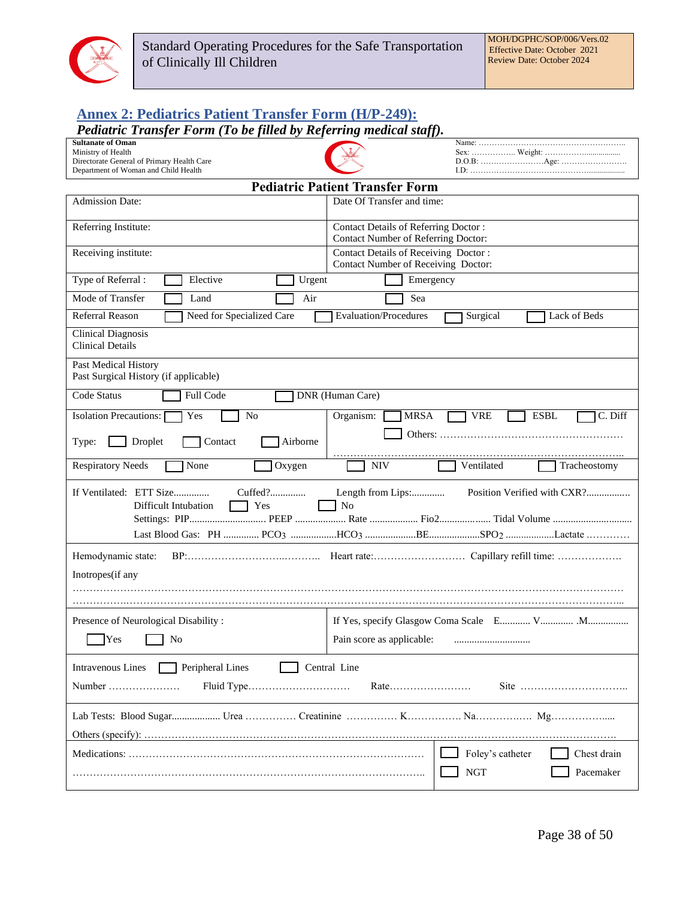## Annex 2: Pediatrics Patient Transfer Form (H/P-249):

***Pediatric Transfer Form (To be filled by Referring medical staff).***

| **Sultanate of Oman**<br>Ministry of Health<br>Directorate General of Primary Health Care<br>Department of Woman and Child Health | Name: ………………………………………………<br>Sex: ……………. Weight: ……………………….<br>D.O.B: ……………………Age: …………………….<br>I.D: ………………………………………………… |
|---|---|

### Pediatric Patient Transfer Form

| | |
|---|---|
| Admission Date: | Date Of Transfer and time: |
| Referring Institute: | Contact Details of Referring Doctor :<br>Contact Number of Referring Doctor: |
| Receiving institute: | Contact Details of Receiving Doctor :<br>Contact Number of Receiving Doctor: |
| Type of Referral : ☐ Elective ☐ Urgent ☐ Emergency | |
| Mode of Transfer ☐ Land ☐ Air ☐ Sea | |
| Referral Reason ☐ Need for Specialized Care ☐ Evaluation/Procedures ☐ Surgical ☐ Lack of Beds | |
| Clinical Diagnosis<br>Clinical Details | |
| Past Medical History<br>Past Surgical History (if applicable) | |
| Code Status ☐ Full Code ☐ DNR (Human Care) | |
| Isolation Precautions: ☐ Yes ☐ No<br>Type: ☐ Droplet ☐ Contact ☐ Airborne | Organism: ☐ MRSA ☐ VRE ☐ ESBL ☐ C. Diff<br>☐ Others: ……………………………………………<br>…………………………………………………………………… |
| Respiratory Needs ☐ None ☐ Oxygen ☐ NIV ☐ Ventilated ☐ Tracheostomy | |
| If Ventilated: ETT Size………… Cuffed?………… Length from Lips:………… Position Verified with CXR?……………<br>Difficult Intubation ☐ Yes ☐ No<br>Settings: PIP……………………… PEEP ……………… Rate ……………… Fio2……………… Tidal Volume ………………………<br>Last Blood Gas: PH ………… $PCO_3$ ……………$HCO_3$ ………………BE………………$SPO_2$ ………………Lactate ………… | |
| Hemodynamic state: BP:……………………………… Heart rate:……………………… Capillary refill time: ………………<br>Inotropes(if any<br>……………………………………………………………………………………………………………………<br>…………………………………………………………………………………………………………………… | |
| Presence of Neurological Disability :<br>☐ Yes ☐ No | If Yes, specify Glasgow Coma Scale E………… V………… .M……………<br>Pain score as applicable: ………………………… |
| Intravenous Lines ☐ Peripheral Lines ☐ Central Line<br>Number ………………… Fluid Type………………………… Rate…………………… Site ………………………… | |
| Lab Tests: Blood Sugar……………… Urea …………… Creatinine …………… K……………. Na……………. Mg………………<br>Others (specify): …………………………………………………………………………………………………………… | |
| Medications: ………………………………………………………………………<br>…………………………………………………………………………………… | ☐ Foley's catheter ☐ Chest drain<br>☐ NGT ☐ Pacemaker |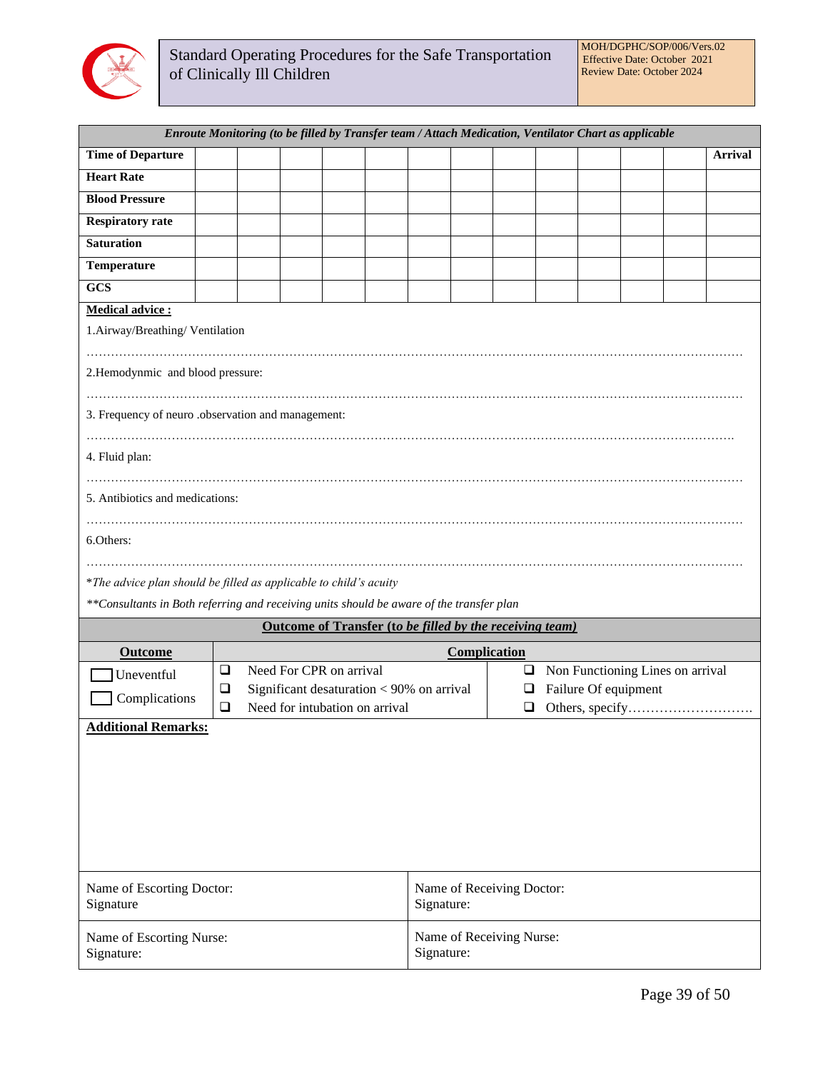| *Enroute Monitoring (to be filled by Transfer team / Attach Medication, Ventilator Chart as applicable* | | | | | | | | | | | | |
|---|---|---|---|---|---|---|---|---|---|---|---|---|
| **Time of Departure** | | | | | | | | | | | | **Arrival** |
| **Heart Rate** | | | | | | | | | | | | |
| **Blood Pressure** | | | | | | | | | | | | |
| **Respiratory rate** | | | | | | | | | | | | |
| **Saturation** | | | | | | | | | | | | |
| **Temperature** | | | | | | | | | | | | |
| **GCS** | | | | | | | | | | | | |

**Medical advice :**

1.Airway/Breathing/ Ventilation

…………………………………………………………………………………………………………………………………………

2.Hemodynmic and blood pressure:

…………………………………………………………………………………………………………………………………………

3. Frequency of neuro .observation and management:

…………………………………………………………………………………………………………………………………………

4. Fluid plan:

…………………………………………………………………………………………………………………………………………

5. Antibiotics and medications:

…………………………………………………………………………………………………………………………………………

6.Others:

…………………………………………………………………………………………………………………………………………

**The advice plan should be filled as applicable to child's acuity*

***Consultants in Both referring and receiving units should be aware of the transfer plan*

**Outcome of Transfer (to be filled by the receiving team)**

| **Outcome** | **Complication** | |
|---|---|---|
| ☐ Uneventful<br>☐ Complications | ❑ Need For CPR on arrival<br>❑ Significant desaturation < 90% on arrival<br>❑ Need for intubation on arrival | ❑ Non Functioning Lines on arrival<br>❑ Failure Of equipment<br>❑ Others, specify………………………. |

**Additional Remarks:**

| | |
|---|---|
| Name of Escorting Doctor:<br>Signature | Name of Receiving Doctor:<br>Signature: |
| Name of Escorting Nurse:<br>Signature: | Name of Receiving Nurse:<br>Signature: |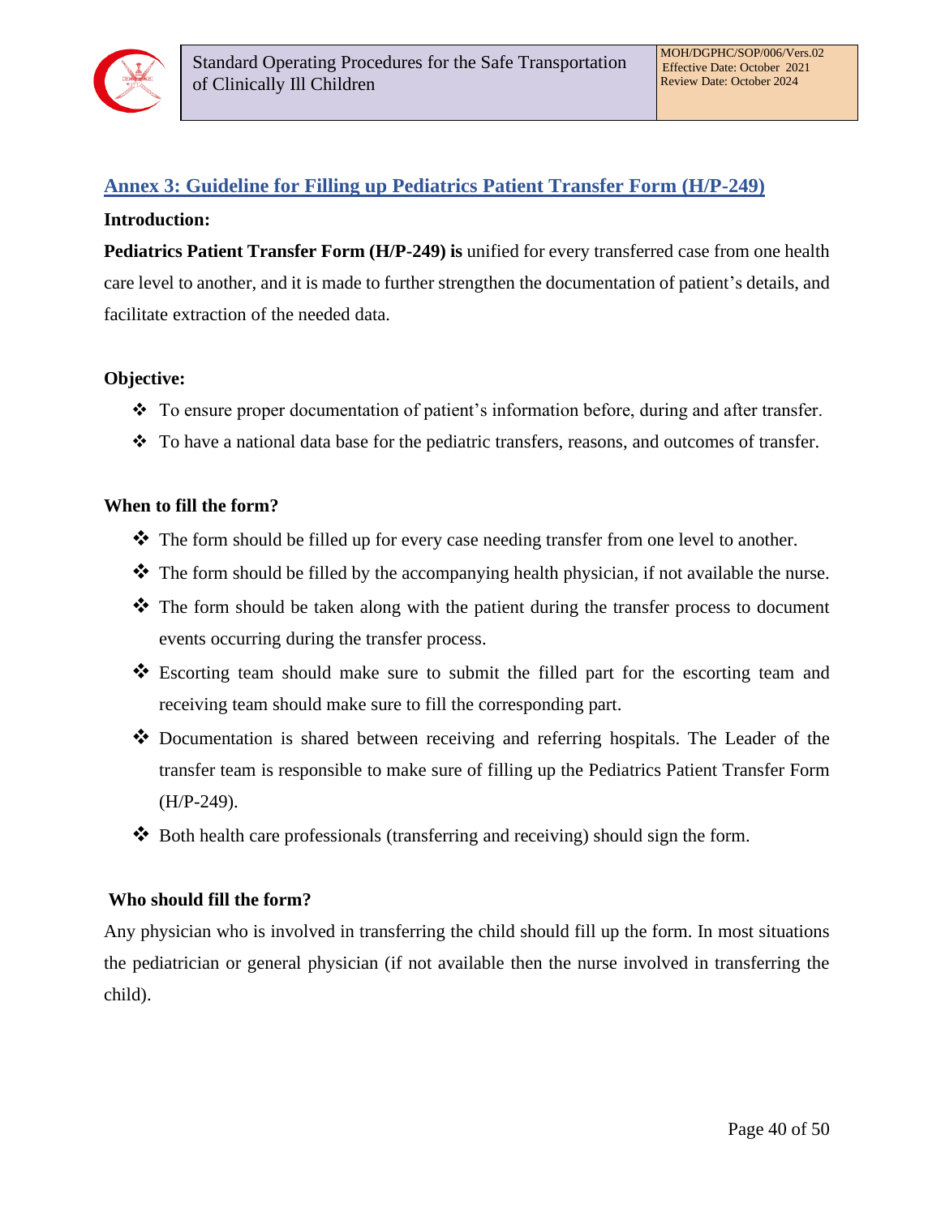## Annex 3: Guideline for Filling up Pediatrics Patient Transfer Form (H/P-249)

**Introduction:**

**Pediatrics Patient Transfer Form (H/P-249) is** unified for every transferred case from one health care level to another, and it is made to further strengthen the documentation of patient's details, and facilitate extraction of the needed data.

**Objective:**

- To ensure proper documentation of patient's information before, during and after transfer.
- To have a national data base for the pediatric transfers, reasons, and outcomes of transfer.

**When to fill the form?**

- The form should be filled up for every case needing transfer from one level to another.
- The form should be filled by the accompanying health physician, if not available the nurse.
- The form should be taken along with the patient during the transfer process to document events occurring during the transfer process.
- Escorting team should make sure to submit the filled part for the escorting team and receiving team should make sure to fill the corresponding part.
- Documentation is shared between receiving and referring hospitals. The Leader of the transfer team is responsible to make sure of filling up the Pediatrics Patient Transfer Form (H/P-249).
- Both health care professionals (transferring and receiving) should sign the form.

**Who should fill the form?**

Any physician who is involved in transferring the child should fill up the form. In most situations the pediatrician or general physician (if not available then the nurse involved in transferring the child).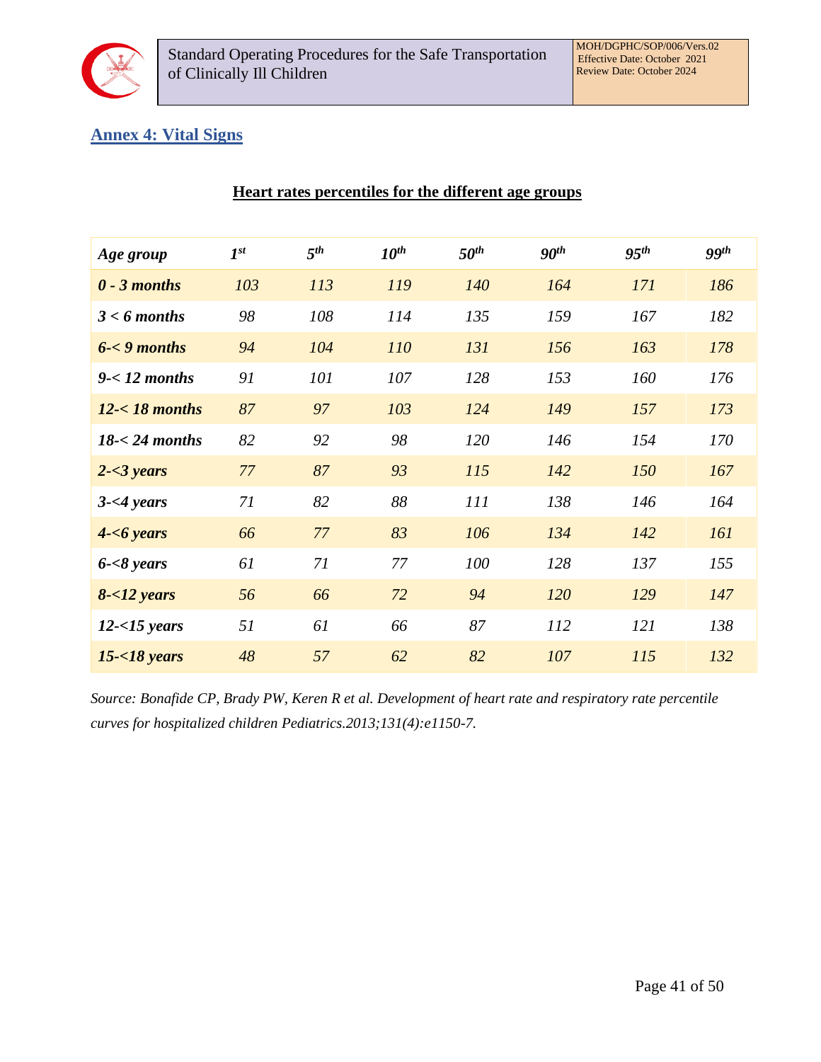## Annex 4: Vital Signs

**Heart rates percentiles for the different age groups**

| *Age group* | *1st* | *5th* | *10th* | *50th* | *90th* | *95th* | *99th* |
|---|---|---|---|---|---|---|---|
| ***0 - 3 months*** | *103* | *113* | *119* | *140* | *164* | *171* | *186* |
| ***3 < 6 months*** | *98* | *108* | *114* | *135* | *159* | *167* | *182* |
| ***6-< 9 months*** | *94* | *104* | *110* | *131* | *156* | *163* | *178* |
| ***9-< 12 months*** | *91* | *101* | *107* | *128* | *153* | *160* | *176* |
| ***12-< 18 months*** | *87* | *97* | *103* | *124* | *149* | *157* | *173* |
| ***18-< 24 months*** | *82* | *92* | *98* | *120* | *146* | *154* | *170* |
| ***2-<3 years*** | *77* | *87* | *93* | *115* | *142* | *150* | *167* |
| ***3-<4 years*** | *71* | *82* | *88* | *111* | *138* | *146* | *164* |
| ***4-<6 years*** | *66* | *77* | *83* | *106* | *134* | *142* | *161* |
| ***6-<8 years*** | *61* | *71* | *77* | *100* | *128* | *137* | *155* |
| ***8-<12 years*** | *56* | *66* | *72* | *94* | *120* | *129* | *147* |
| ***12-<15 years*** | *51* | *61* | *66* | *87* | *112* | *121* | *138* |
| ***15-<18 years*** | *48* | *57* | *62* | *82* | *107* | *115* | *132* |

*Source: Bonafide CP, Brady PW, Keren R et al. Development of heart rate and respiratory rate percentile curves for hospitalized children Pediatrics.2013;131(4):e1150-7.*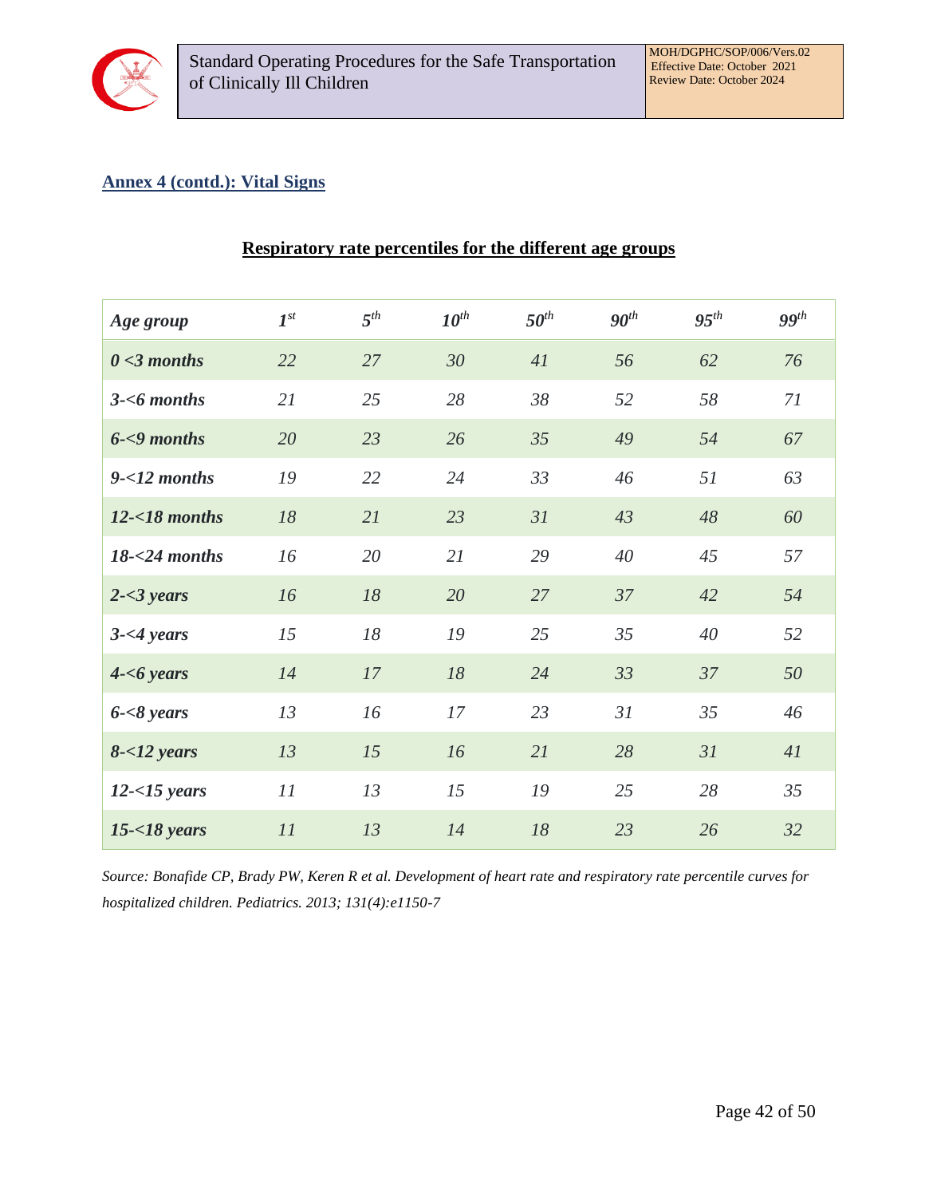## Annex 4 (contd.): Vital Signs

### Respiratory rate percentiles for the different age groups

| *Age group* | *1st* | *5th* | *10th* | *50th* | *90th* | *95th* | *99th* |
|---|---|---|---|---|---|---|---|
| ***0 <3 months*** | *22* | *27* | *30* | *41* | *56* | *62* | *76* |
| ***3-<6 months*** | *21* | *25* | *28* | *38* | *52* | *58* | *71* |
| ***6-<9 months*** | *20* | *23* | *26* | *35* | *49* | *54* | *67* |
| ***9-<12 months*** | *19* | *22* | *24* | *33* | *46* | *51* | *63* |
| ***12-<18 months*** | *18* | *21* | *23* | *31* | *43* | *48* | *60* |
| ***18-<24 months*** | *16* | *20* | *21* | *29* | *40* | *45* | *57* |
| ***2-<3 years*** | *16* | *18* | *20* | *27* | *37* | *42* | *54* |
| ***3-<4 years*** | *15* | *18* | *19* | *25* | *35* | *40* | *52* |
| ***4-<6 years*** | *14* | *17* | *18* | *24* | *33* | *37* | *50* |
| ***6-<8 years*** | *13* | *16* | *17* | *23* | *31* | *35* | *46* |
| ***8-<12 years*** | *13* | *15* | *16* | *21* | *28* | *31* | *41* |
| ***12-<15 years*** | *11* | *13* | *15* | *19* | *25* | *28* | *35* |
| ***15-<18 years*** | *11* | *13* | *14* | *18* | *23* | *26* | *32* |

*Source: Bonafide CP, Brady PW, Keren R et al. Development of heart rate and respiratory rate percentile curves for hospitalized children. Pediatrics. 2013; 131(4):e1150-7*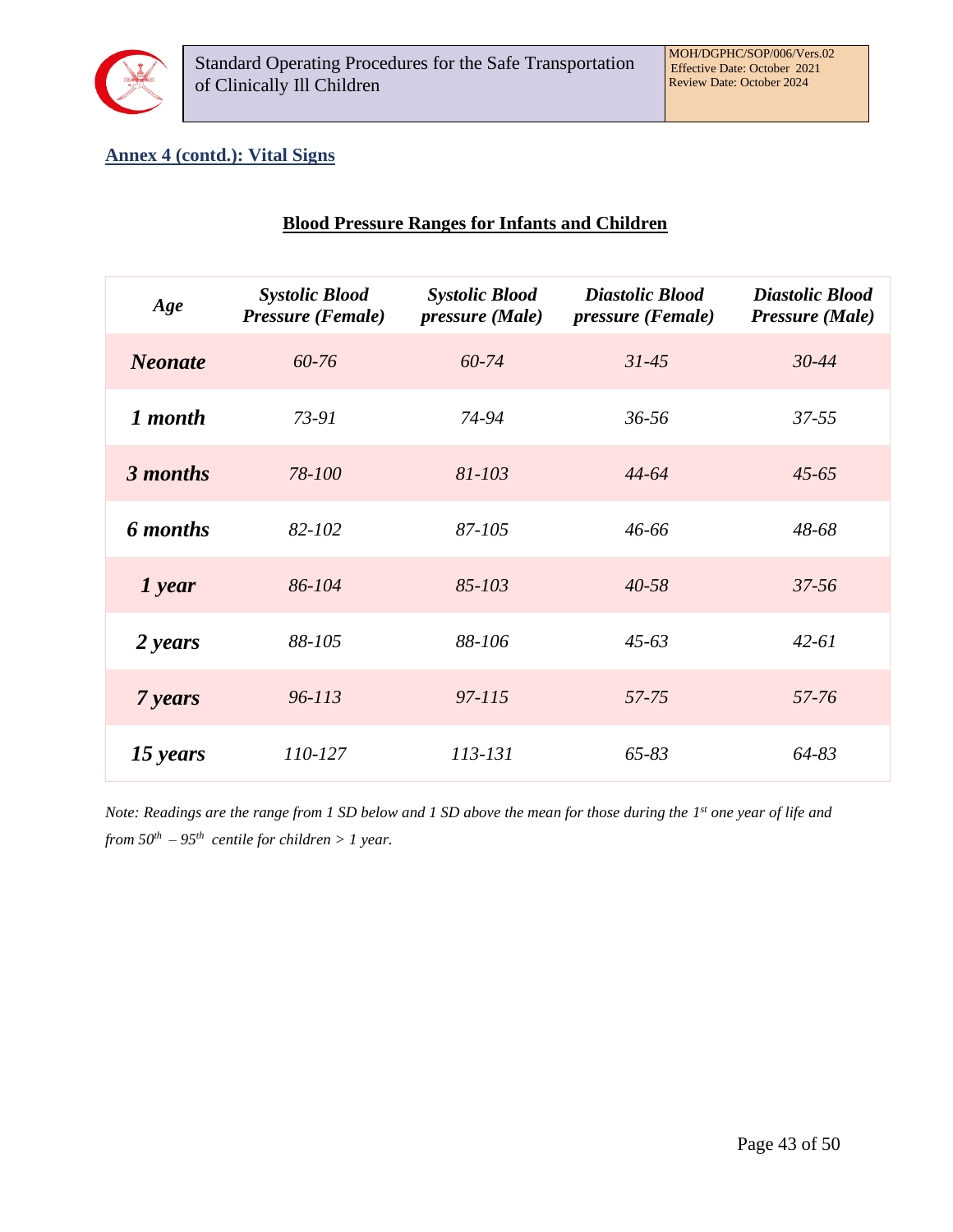## Annex 4 (contd.): Vital Signs

### Blood Pressure Ranges for Infants and Children

| *Age* | *Systolic Blood Pressure (Female)* | *Systolic Blood pressure (Male)* | *Diastolic Blood pressure (Female)* | *Diastolic Blood Pressure (Male)* |
|---|---|---|---|---|
| ***Neonate*** | *60-76* | *60-74* | *31-45* | *30-44* |
| ***1 month*** | *73-91* | *74-94* | *36-56* | *37-55* |
| ***3 months*** | *78-100* | *81-103* | *44-64* | *45-65* |
| ***6 months*** | *82-102* | *87-105* | *46-66* | *48-68* |
| ***1 year*** | *86-104* | *85-103* | *40-58* | *37-56* |
| ***2 years*** | *88-105* | *88-106* | *45-63* | *42-61* |
| ***7 years*** | *96-113* | *97-115* | *57-75* | *57-76* |
| ***15 years*** | *110-127* | *113-131* | *65-83* | *64-83* |

*Note: Readings are the range from 1 SD below and 1 SD above the mean for those during the 1$^{st}$ one year of life and from 50$^{th}$ – 95$^{th}$ centile for children > 1 year.*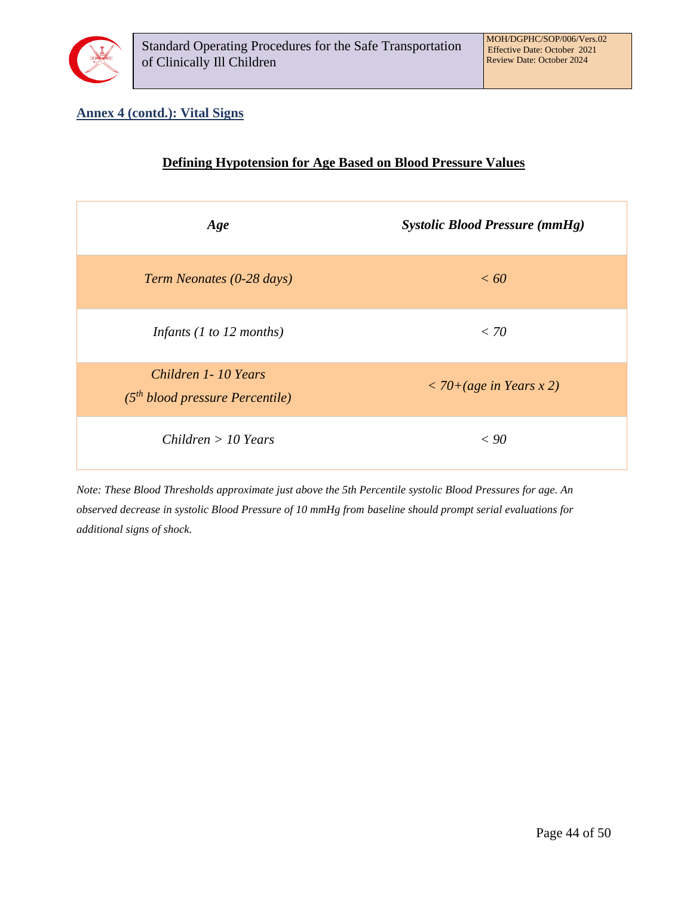## Annex 4 (contd.): Vital Signs

### Defining Hypotension for Age Based on Blood Pressure Values

| *Age* | *Systolic Blood Pressure (mmHg)* |
|---|---|
| *Term Neonates (0-28 days)* | *< 60* |
| *Infants (1 to 12 months)* | *< 70* |
| *Children 1- 10 Years (5th blood pressure Percentile)* | *< 70+(age in Years x 2)* |
| *Children > 10 Years* | *< 90* |

*Note: These Blood Thresholds approximate just above the 5th Percentile systolic Blood Pressures for age. An observed decrease in systolic Blood Pressure of 10 mmHg from baseline should prompt serial evaluations for additional signs of shock.*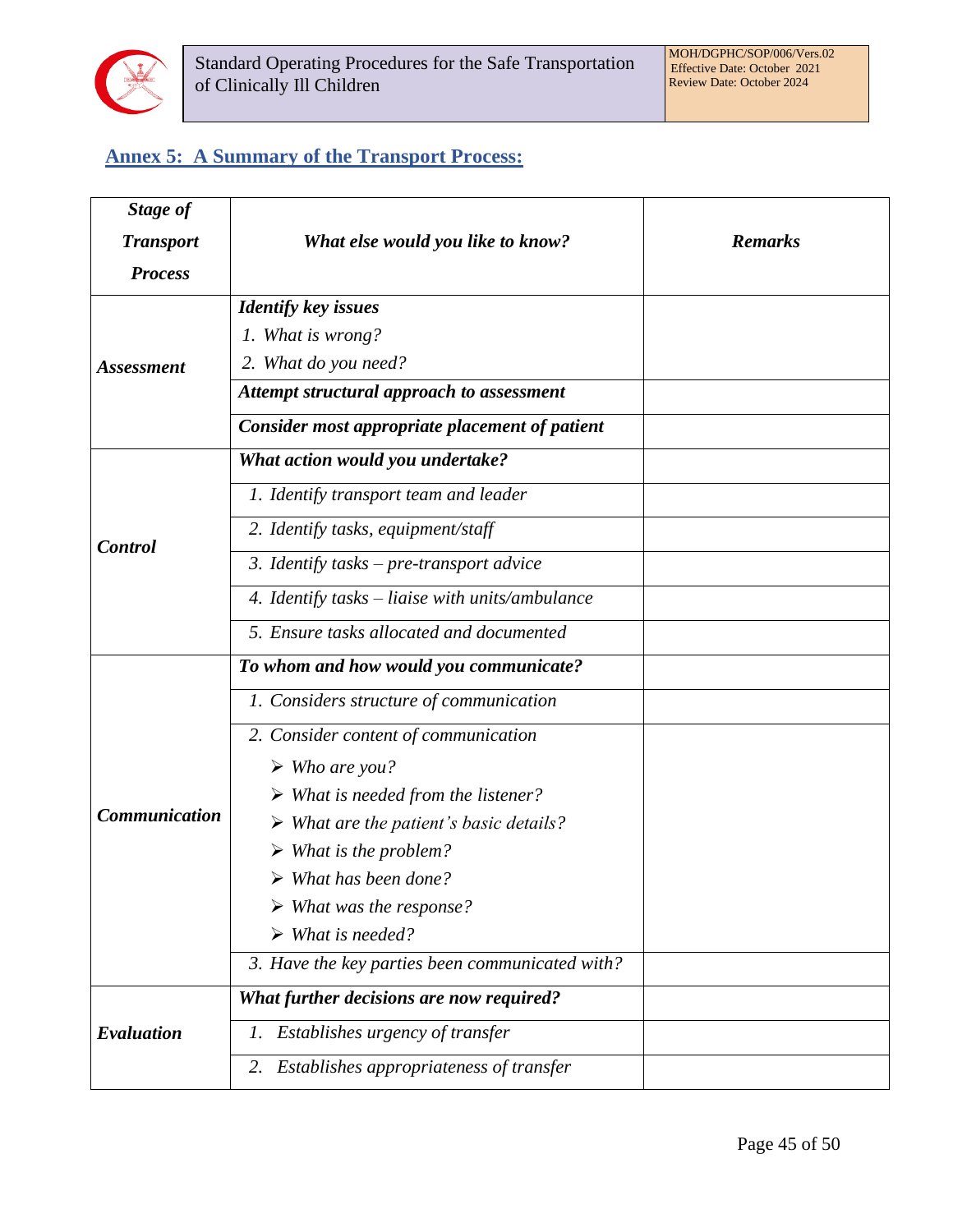## Annex 5: A Summary of the Transport Process:

| *Stage of Transport Process* | *What else would you like to know?* | *Remarks* |
|---|---|---|
| ***Assessment*** | ***Identify key issues***<br>*1. What is wrong?*<br>*2. What do you need?* | |
| | ***Attempt structural approach to assessment*** | |
| | ***Consider most appropriate placement of patient*** | |
| ***Control*** | ***What action would you undertake?*** | |
| | *1. Identify transport team and leader* | |
| | *2. Identify tasks, equipment/staff* | |
| | *3. Identify tasks – pre-transport advice* | |
| | *4. Identify tasks – liaise with units/ambulance* | |
| | *5. Ensure tasks allocated and documented* | |
| ***Communication*** | ***To whom and how would you communicate?*** | |
| | *1. Considers structure of communication* | |
| | *2. Consider content of communication*<br>➢ *Who are you?*<br>➢ *What is needed from the listener?*<br>➢ *What are the patient's basic details?*<br>➢ *What is the problem?*<br>➢ *What has been done?*<br>➢ *What was the response?*<br>➢ *What is needed?* | |
| | *3. Have the key parties been communicated with?* | |
| ***Evaluation*** | ***What further decisions are now required?*** | |
| | *1. Establishes urgency of transfer* | |
| | *2. Establishes appropriateness of transfer* | |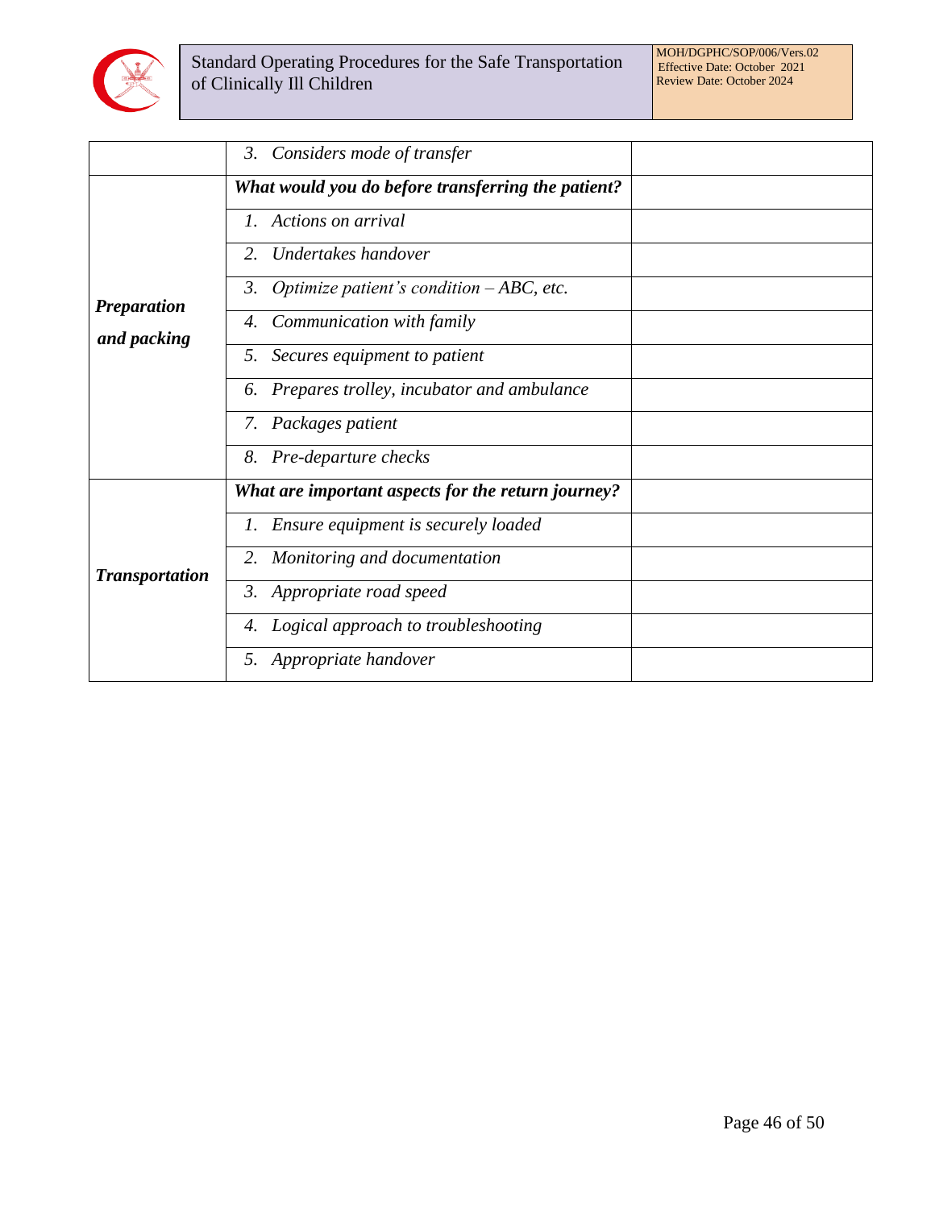| | | |
|---|---|---|
| | *3. Considers mode of transfer* | |
| ***Preparation and packing*** | ***What would you do before transferring the patient?*** | |
| | *1. Actions on arrival* | |
| | *2. Undertakes handover* | |
| | *3. Optimize patient's condition – ABC, etc.* | |
| | *4. Communication with family* | |
| | *5. Secures equipment to patient* | |
| | *6. Prepares trolley, incubator and ambulance* | |
| | *7. Packages patient* | |
| | *8. Pre-departure checks* | |
| ***Transportation*** | ***What are important aspects for the return journey?*** | |
| | *1. Ensure equipment is securely loaded* | |
| | *2. Monitoring and documentation* | |
| | *3. Appropriate road speed* | |
| | *4. Logical approach to troubleshooting* | |
| | *5. Appropriate handover* | |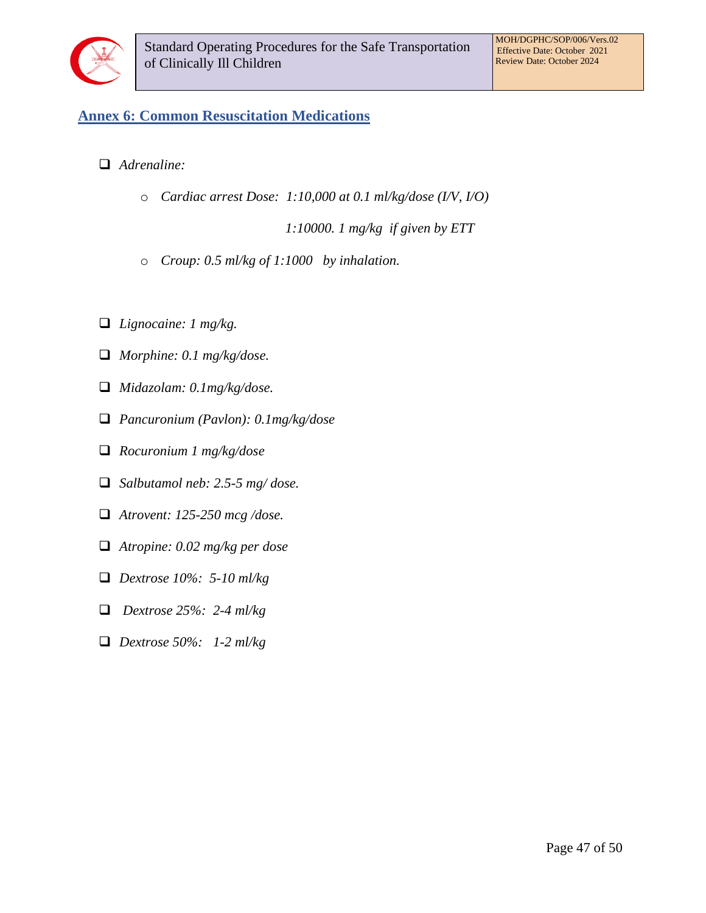## Annex 6: Common Resuscitation Medications

- *Adrenaline:*
  - *Cardiac arrest Dose: 1:10,000 at 0.1 ml/kg/dose (I/V, I/O)*

    *1:10000. 1 mg/kg if given by ETT*
  - *Croup: 0.5 ml/kg of 1:1000 by inhalation.*

- *Lignocaine: 1 mg/kg.*
- *Morphine: 0.1 mg/kg/dose.*
- *Midazolam: 0.1mg/kg/dose.*
- *Pancuronium (Pavlon): 0.1mg/kg/dose*
- *Rocuronium 1 mg/kg/dose*
- *Salbutamol neb: 2.5-5 mg/ dose.*
- *Atrovent: 125-250 mcg /dose.*
- *Atropine: 0.02 mg/kg per dose*
- *Dextrose 10%: 5-10 ml/kg*
- *Dextrose 25%: 2-4 ml/kg*
- *Dextrose 50%: 1-2 ml/kg*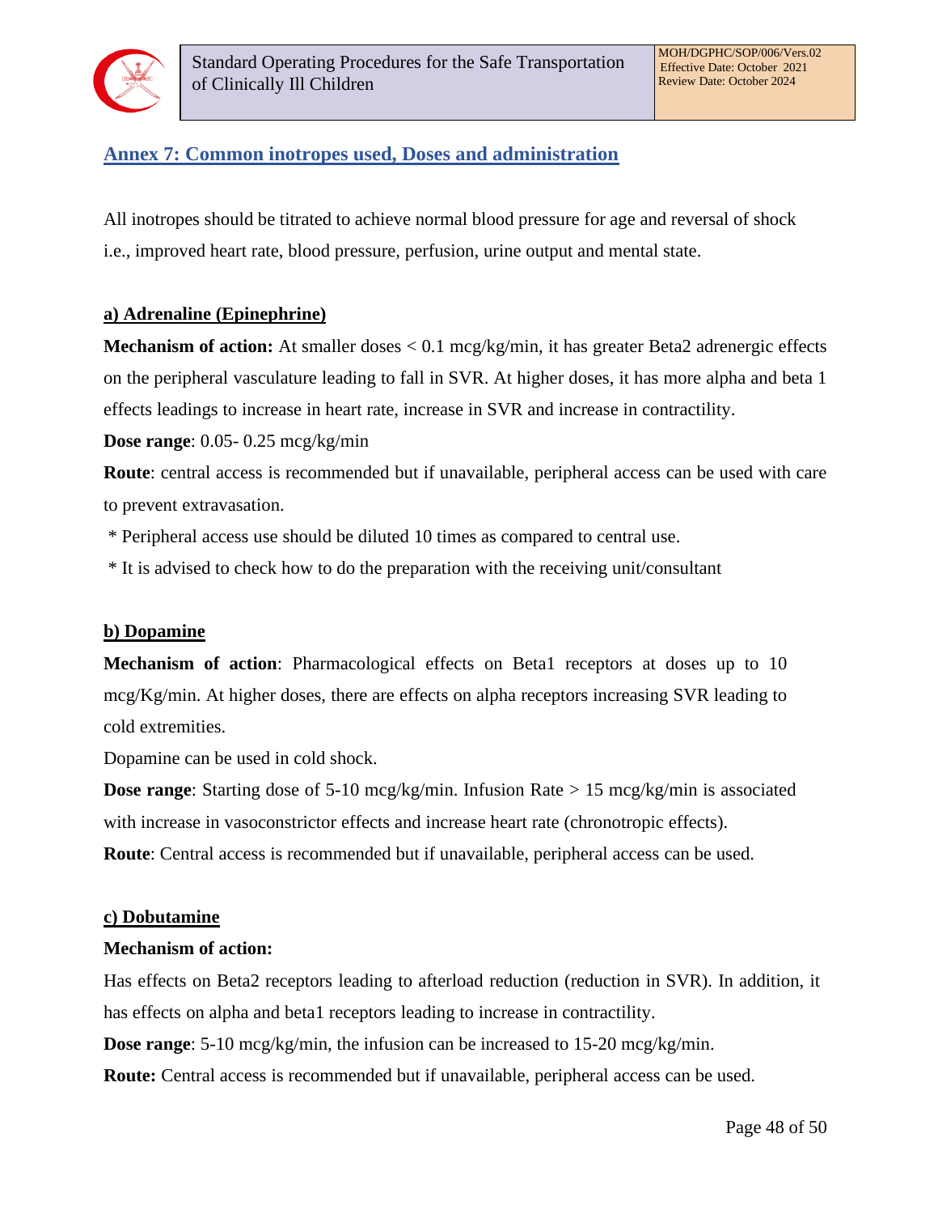## Annex 7: Common inotropes used, Doses and administration

All inotropes should be titrated to achieve normal blood pressure for age and reversal of shock i.e., improved heart rate, blood pressure, perfusion, urine output and mental state.

### a) Adrenaline (Epinephrine)

**Mechanism of action:** At smaller doses < 0.1 mcg/kg/min, it has greater Beta2 adrenergic effects on the peripheral vasculature leading to fall in SVR. At higher doses, it has more alpha and beta 1 effects leadings to increase in heart rate, increase in SVR and increase in contractility.

**Dose range**: 0.05- 0.25 mcg/kg/min

**Route**: central access is recommended but if unavailable, peripheral access can be used with care to prevent extravasation.

\* Peripheral access use should be diluted 10 times as compared to central use.

\* It is advised to check how to do the preparation with the receiving unit/consultant

### b) Dopamine

**Mechanism of action**: Pharmacological effects on Beta1 receptors at doses up to 10 mcg/Kg/min. At higher doses, there are effects on alpha receptors increasing SVR leading to cold extremities.

Dopamine can be used in cold shock.

**Dose range**: Starting dose of 5-10 mcg/kg/min. Infusion Rate > 15 mcg/kg/min is associated with increase in vasoconstrictor effects and increase heart rate (chronotropic effects).

**Route**: Central access is recommended but if unavailable, peripheral access can be used.

### c) Dobutamine

**Mechanism of action:**

Has effects on Beta2 receptors leading to afterload reduction (reduction in SVR). In addition, it has effects on alpha and beta1 receptors leading to increase in contractility.

**Dose range**: 5-10 mcg/kg/min, the infusion can be increased to 15-20 mcg/kg/min.

**Route:** Central access is recommended but if unavailable, peripheral access can be used.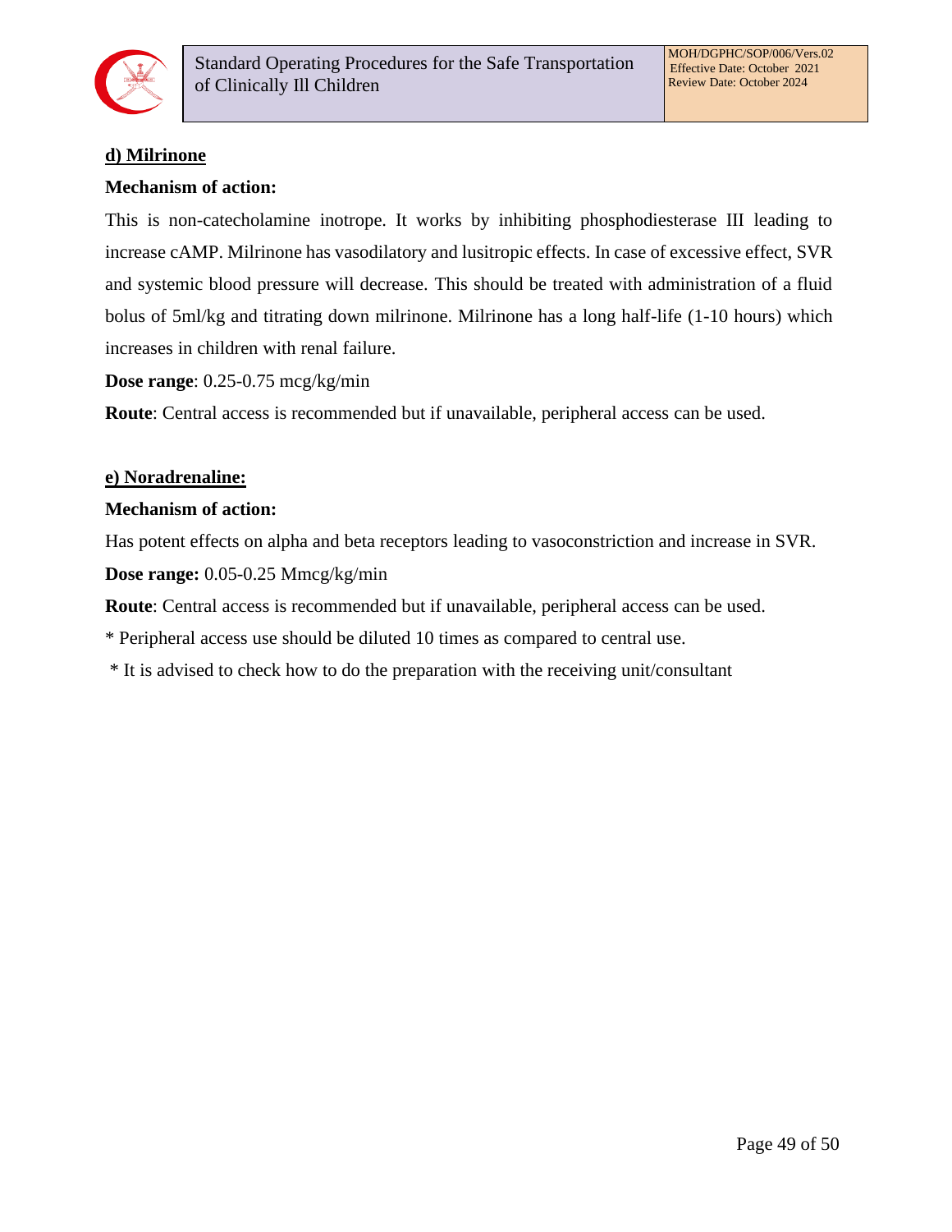**d) Milrinone**

**Mechanism of action:**

This is non-catecholamine inotrope. It works by inhibiting phosphodiesterase III leading to increase cAMP. Milrinone has vasodilatory and lusitropic effects. In case of excessive effect, SVR and systemic blood pressure will decrease. This should be treated with administration of a fluid bolus of 5ml/kg and titrating down milrinone. Milrinone has a long half-life (1-10 hours) which increases in children with renal failure.

**Dose range**: 0.25-0.75 mcg/kg/min

**Route**: Central access is recommended but if unavailable, peripheral access can be used.

**e) Noradrenaline:**

**Mechanism of action:**

Has potent effects on alpha and beta receptors leading to vasoconstriction and increase in SVR.

**Dose range:** 0.05-0.25 Mmcg/kg/min

**Route**: Central access is recommended but if unavailable, peripheral access can be used.

* Peripheral access use should be diluted 10 times as compared to central use.

* It is advised to check how to do the preparation with the receiving unit/consultant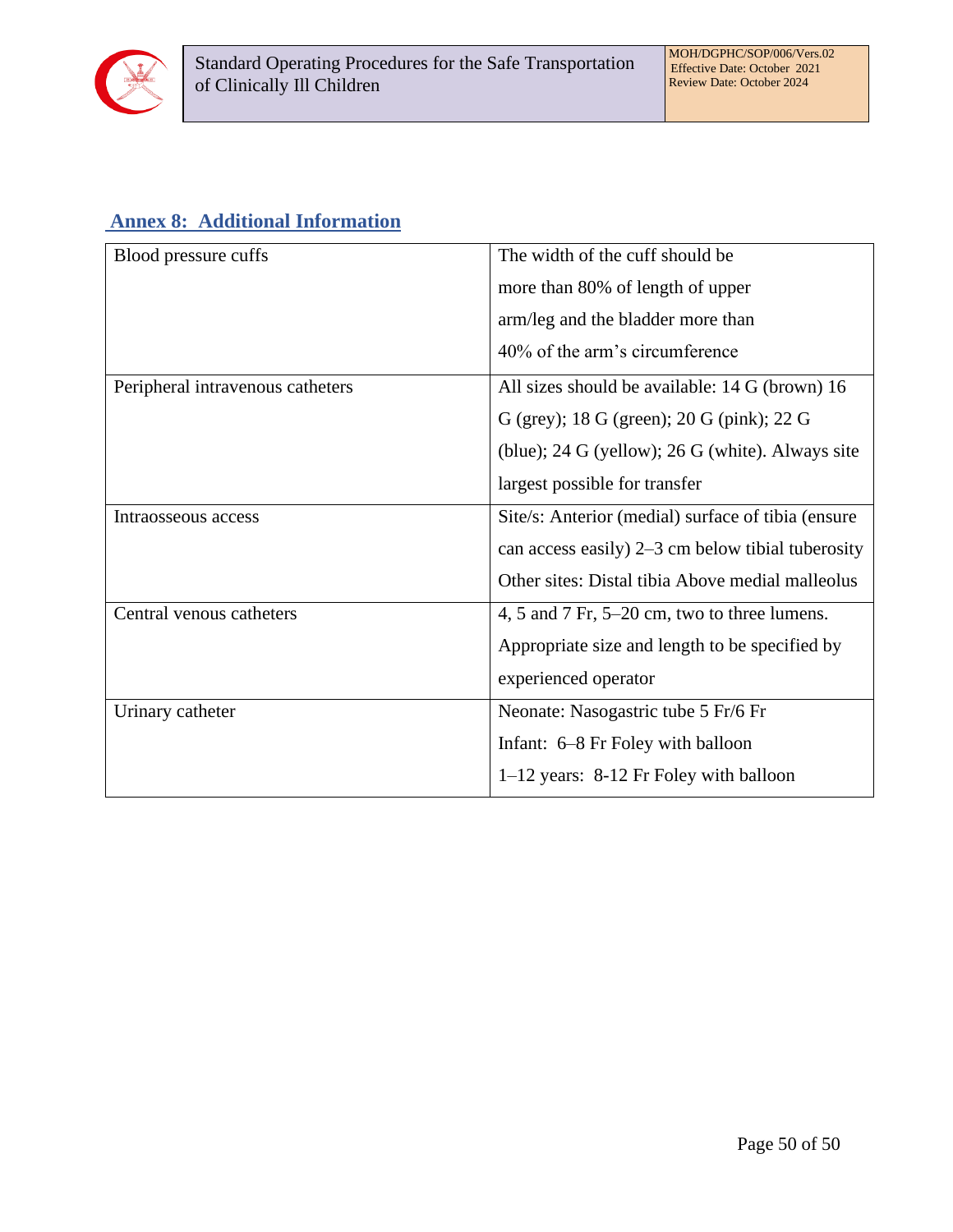## Annex 8: Additional Information

| | |
|---|---|
| Blood pressure cuffs | The width of the cuff should be more than 80% of length of upper arm/leg and the bladder more than 40% of the arm's circumference |
| Peripheral intravenous catheters | All sizes should be available: 14 G (brown) 16 G (grey); 18 G (green); 20 G (pink); 22 G (blue); 24 G (yellow); 26 G (white). Always site largest possible for transfer |
| Intraosseous access | Site/s: Anterior (medial) surface of tibia (ensure can access easily) 2–3 cm below tibial tuberosity Other sites: Distal tibia Above medial malleolus |
| Central venous catheters | 4, 5 and 7 Fr, 5–20 cm, two to three lumens. Appropriate size and length to be specified by experienced operator |
| Urinary catheter | Neonate: Nasogastric tube 5 Fr/6 Fr<br>Infant: 6–8 Fr Foley with balloon<br>1–12 years: 8-12 Fr Foley with balloon |